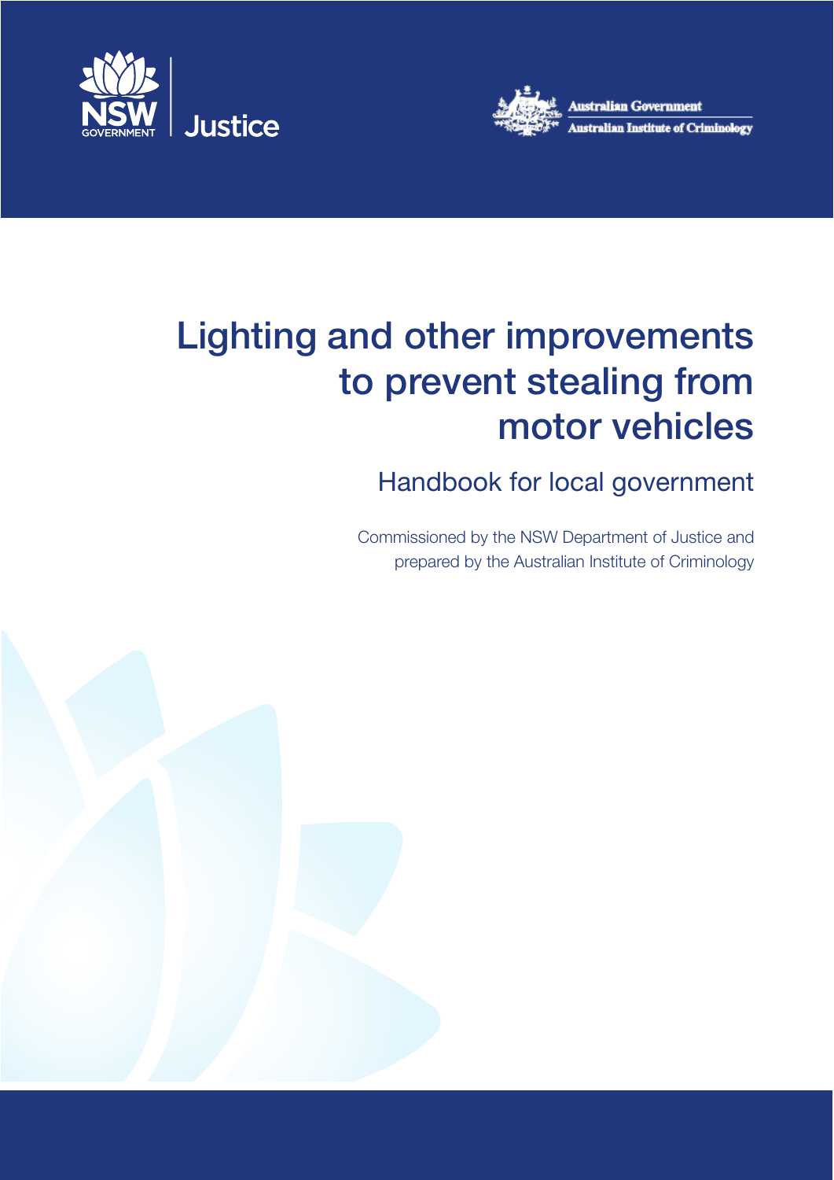NSW GOVERNMENT | Justice

Australian Government
Australian Institute of Criminology

# Lighting and other improvements to prevent stealing from motor vehicles

## Handbook for local government

Commissioned by the NSW Department of Justice and prepared by the Australian Institute of Criminology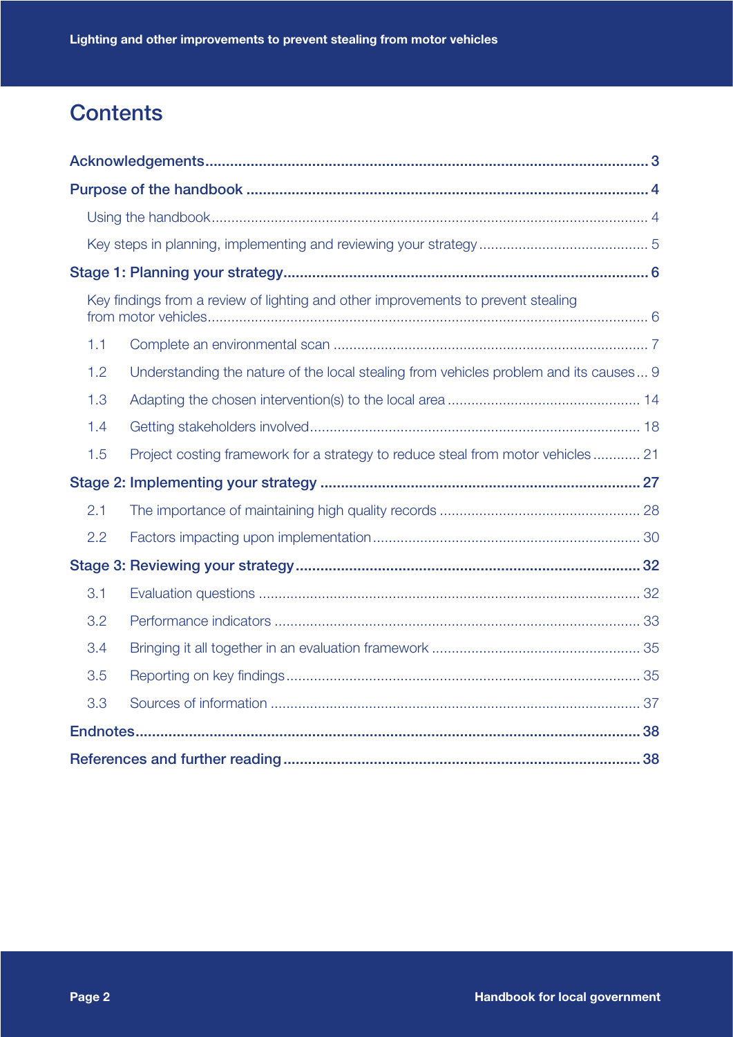# Contents

- **Acknowledgements** ... 3
- **Purpose of the handbook** ... 4
  - Using the handbook ... 4
  - Key steps in planning, implementing and reviewing your strategy ... 5
- **Stage 1: Planning your strategy** ... 6
  - Key findings from a review of lighting and other improvements to prevent stealing from motor vehicles ... 6
  - 1.1 Complete an environmental scan ... 7
  - 1.2 Understanding the nature of the local stealing from vehicles problem and its causes ... 9
  - 1.3 Adapting the chosen intervention(s) to the local area ... 14
  - 1.4 Getting stakeholders involved ... 18
  - 1.5 Project costing framework for a strategy to reduce steal from motor vehicles ... 21
- **Stage 2: Implementing your strategy** ... 27
  - 2.1 The importance of maintaining high quality records ... 28
  - 2.2 Factors impacting upon implementation ... 30
- **Stage 3: Reviewing your strategy** ... 32
  - 3.1 Evaluation questions ... 32
  - 3.2 Performance indicators ... 33
  - 3.4 Bringing it all together in an evaluation framework ... 35
  - 3.5 Reporting on key findings ... 35
  - 3.3 Sources of information ... 37
- **Endnotes** ... 38
- **References and further reading** ... 38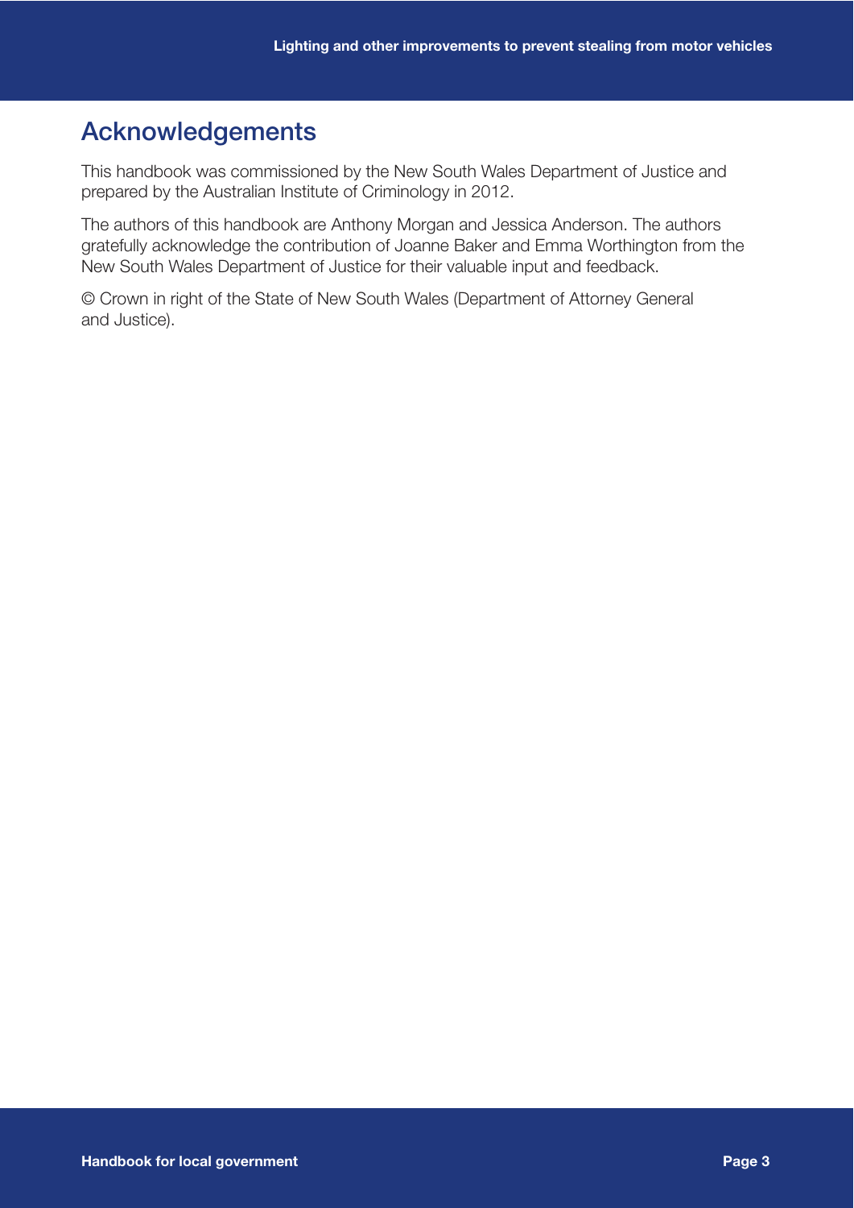## Acknowledgements

This handbook was commissioned by the New South Wales Department of Justice and prepared by the Australian Institute of Criminology in 2012.

The authors of this handbook are Anthony Morgan and Jessica Anderson. The authors gratefully acknowledge the contribution of Joanne Baker and Emma Worthington from the New South Wales Department of Justice for their valuable input and feedback.

© Crown in right of the State of New South Wales (Department of Attorney General and Justice).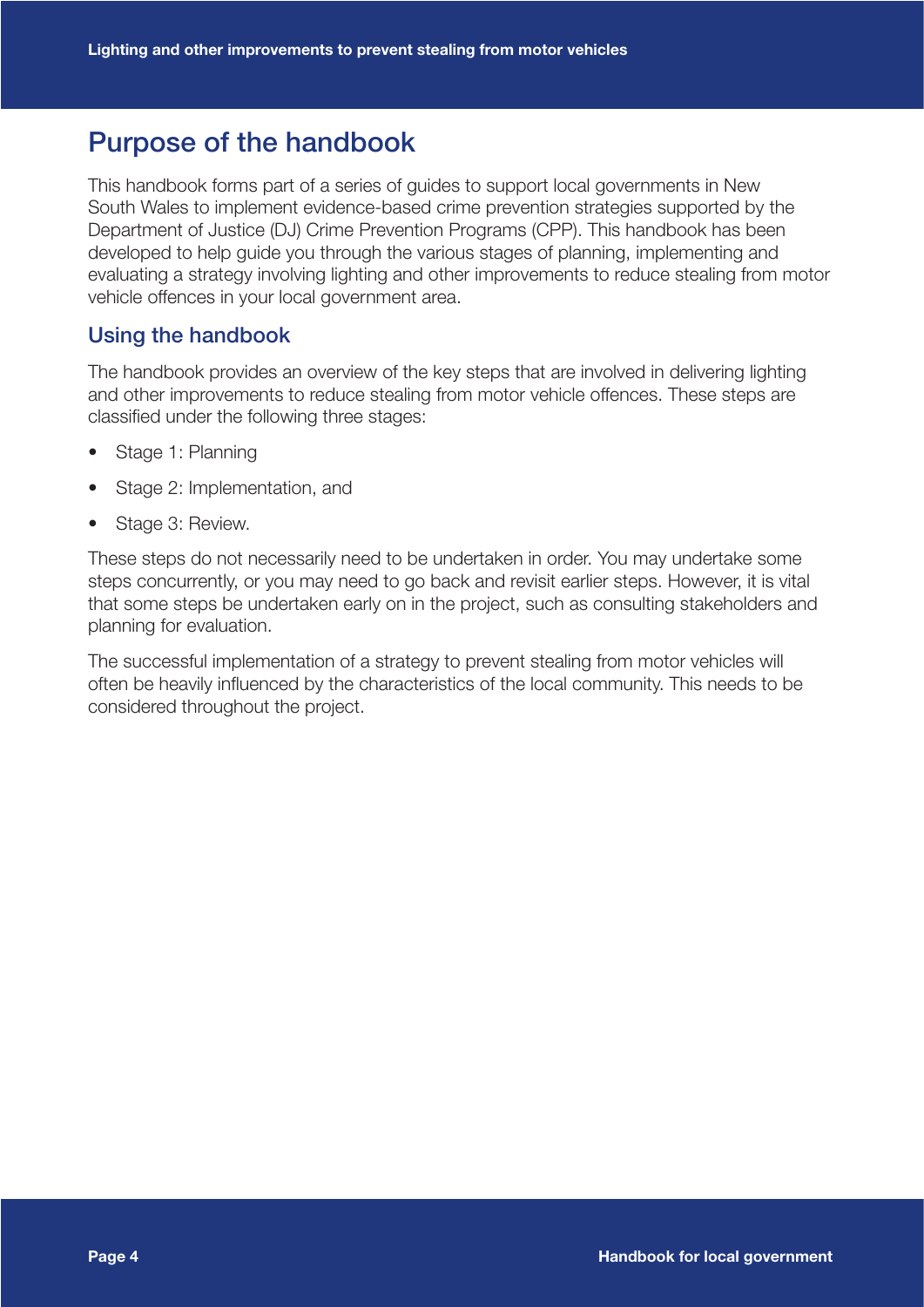# Purpose of the handbook

This handbook forms part of a series of guides to support local governments in New South Wales to implement evidence-based crime prevention strategies supported by the Department of Justice (DJ) Crime Prevention Programs (CPP). This handbook has been developed to help guide you through the various stages of planning, implementing and evaluating a strategy involving lighting and other improvements to reduce stealing from motor vehicle offences in your local government area.

## Using the handbook

The handbook provides an overview of the key steps that are involved in delivering lighting and other improvements to reduce stealing from motor vehicle offences. These steps are classified under the following three stages:

- Stage 1: Planning
- Stage 2: Implementation, and
- Stage 3: Review.

These steps do not necessarily need to be undertaken in order. You may undertake some steps concurrently, or you may need to go back and revisit earlier steps. However, it is vital that some steps be undertaken early on in the project, such as consulting stakeholders and planning for evaluation.

The successful implementation of a strategy to prevent stealing from motor vehicles will often be heavily influenced by the characteristics of the local community. This needs to be considered throughout the project.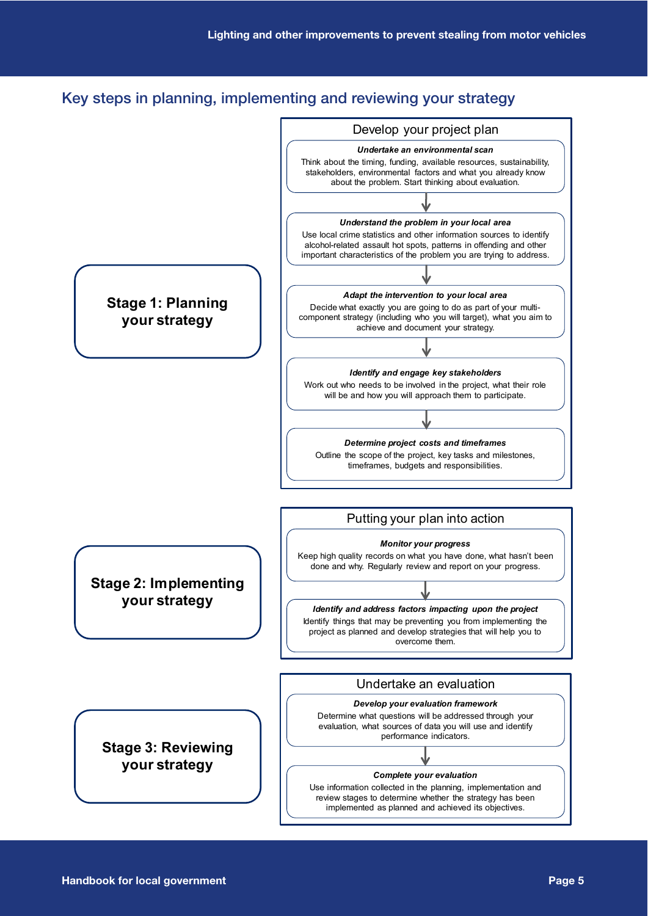## Key steps in planning, implementing and reviewing your strategy

### Stage 1: Planning your strategy

**Develop your project plan**

***Undertake an environmental scan***

Think about the timing, funding, available resources, sustainability, stakeholders, environmental factors and what you already know about the problem. Start thinking about evaluation.

↓

***Understand the problem in your local area***

Use local crime statistics and other information sources to identify alcohol-related assault hot spots, patterns in offending and other important characteristics of the problem you are trying to address.

↓

***Adapt the intervention to your local area***

Decide what exactly you are going to do as part of your multi-component strategy (including who you will target), what you aim to achieve and document your strategy.

↓

***Identify and engage key stakeholders***

Work out who needs to be involved in the project, what their role will be and how you will approach them to participate.

↓

***Determine project costs and timeframes***

Outline the scope of the project, key tasks and milestones, timeframes, budgets and responsibilities.

### Stage 2: Implementing your strategy

**Putting your plan into action**

***Monitor your progress***

Keep high quality records on what you have done, what hasn't been done and why. Regularly review and report on your progress.

↓

***Identify and address factors impacting upon the project***

Identify things that may be preventing you from implementing the project as planned and develop strategies that will help you to overcome them.

### Stage 3: Reviewing your strategy

**Undertake an evaluation**

***Develop your evaluation framework***

Determine what questions will be addressed through your evaluation, what sources of data you will use and identify performance indicators.

↓

***Complete your evaluation***

Use information collected in the planning, implementation and review stages to determine whether the strategy has been implemented as planned and achieved its objectives.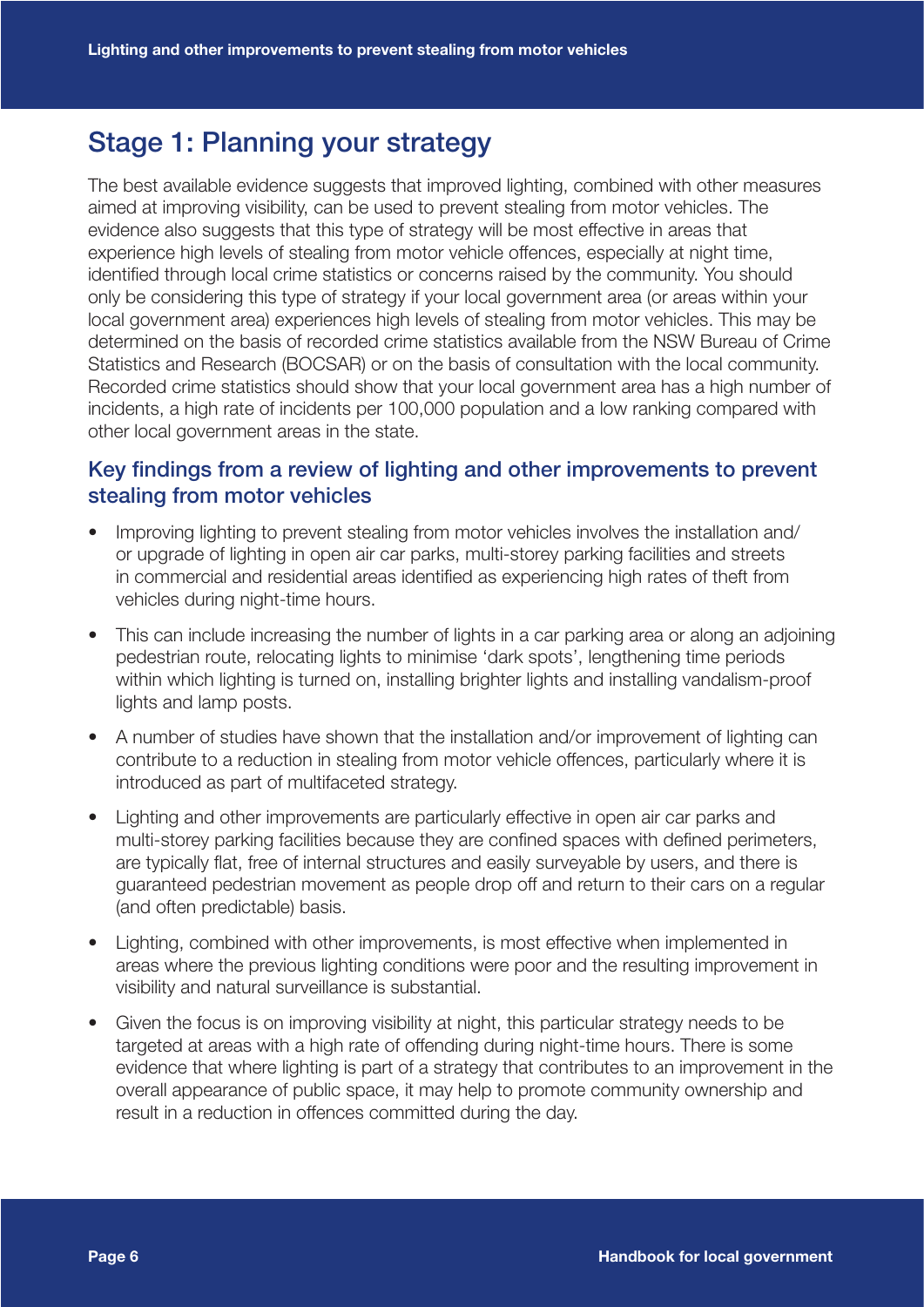## Stage 1: Planning your strategy

The best available evidence suggests that improved lighting, combined with other measures aimed at improving visibility, can be used to prevent stealing from motor vehicles. The evidence also suggests that this type of strategy will be most effective in areas that experience high levels of stealing from motor vehicle offences, especially at night time, identified through local crime statistics or concerns raised by the community. You should only be considering this type of strategy if your local government area (or areas within your local government area) experiences high levels of stealing from motor vehicles. This may be determined on the basis of recorded crime statistics available from the NSW Bureau of Crime Statistics and Research (BOCSAR) or on the basis of consultation with the local community. Recorded crime statistics should show that your local government area has a high number of incidents, a high rate of incidents per 100,000 population and a low ranking compared with other local government areas in the state.

### Key findings from a review of lighting and other improvements to prevent stealing from motor vehicles

- Improving lighting to prevent stealing from motor vehicles involves the installation and/or upgrade of lighting in open air car parks, multi-storey parking facilities and streets in commercial and residential areas identified as experiencing high rates of theft from vehicles during night-time hours.
- This can include increasing the number of lights in a car parking area or along an adjoining pedestrian route, relocating lights to minimise 'dark spots', lengthening time periods within which lighting is turned on, installing brighter lights and installing vandalism-proof lights and lamp posts.
- A number of studies have shown that the installation and/or improvement of lighting can contribute to a reduction in stealing from motor vehicle offences, particularly where it is introduced as part of multifaceted strategy.
- Lighting and other improvements are particularly effective in open air car parks and multi-storey parking facilities because they are confined spaces with defined perimeters, are typically flat, free of internal structures and easily surveyable by users, and there is guaranteed pedestrian movement as people drop off and return to their cars on a regular (and often predictable) basis.
- Lighting, combined with other improvements, is most effective when implemented in areas where the previous lighting conditions were poor and the resulting improvement in visibility and natural surveillance is substantial.
- Given the focus is on improving visibility at night, this particular strategy needs to be targeted at areas with a high rate of offending during night-time hours. There is some evidence that where lighting is part of a strategy that contributes to an improvement in the overall appearance of public space, it may help to promote community ownership and result in a reduction in offences committed during the day.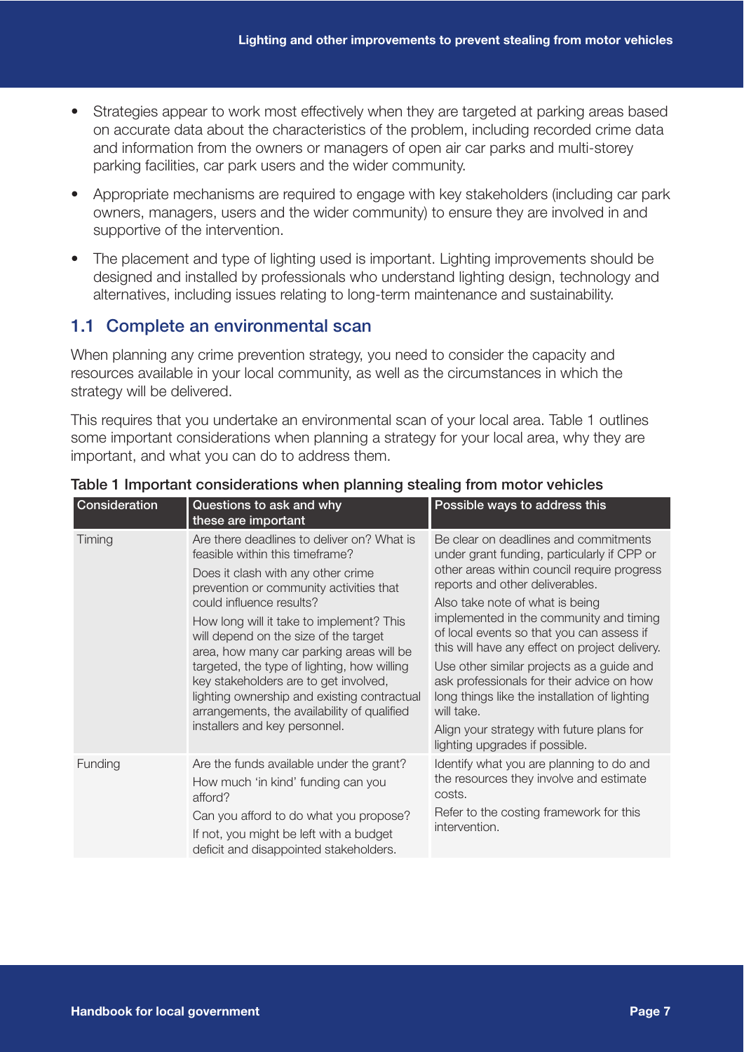- Strategies appear to work most effectively when they are targeted at parking areas based on accurate data about the characteristics of the problem, including recorded crime data and information from the owners or managers of open air car parks and multi-storey parking facilities, car park users and the wider community.
- Appropriate mechanisms are required to engage with key stakeholders (including car park owners, managers, users and the wider community) to ensure they are involved in and supportive of the intervention.
- The placement and type of lighting used is important. Lighting improvements should be designed and installed by professionals who understand lighting design, technology and alternatives, including issues relating to long-term maintenance and sustainability.

## 1.1 Complete an environmental scan

When planning any crime prevention strategy, you need to consider the capacity and resources available in your local community, as well as the circumstances in which the strategy will be delivered.

This requires that you undertake an environmental scan of your local area. Table 1 outlines some important considerations when planning a strategy for your local area, why they are important, and what you can do to address them.

**Table 1 Important considerations when planning stealing from motor vehicles**

| Consideration | Questions to ask and why these are important | Possible ways to address this |
|---|---|---|
| Timing | Are there deadlines to deliver on? What is feasible within this timeframe?<br><br>Does it clash with any other crime prevention or community activities that could influence results?<br><br>How long will it take to implement? This will depend on the size of the target area, how many car parking areas will be targeted, the type of lighting, how willing key stakeholders are to get involved, lighting ownership and existing contractual arrangements, the availability of qualified installers and key personnel. | Be clear on deadlines and commitments under grant funding, particularly if CPP or other areas within council require progress reports and other deliverables.<br><br>Also take note of what is being implemented in the community and timing of local events so that you can assess if this will have any effect on project delivery.<br><br>Use other similar projects as a guide and ask professionals for their advice on how long things like the installation of lighting will take.<br><br>Align your strategy with future plans for lighting upgrades if possible. |
| Funding | Are the funds available under the grant?<br><br>How much 'in kind' funding can you afford?<br><br>Can you afford to do what you propose?<br><br>If not, you might be left with a budget deficit and disappointed stakeholders. | Identify what you are planning to do and the resources they involve and estimate costs.<br><br>Refer to the costing framework for this intervention. |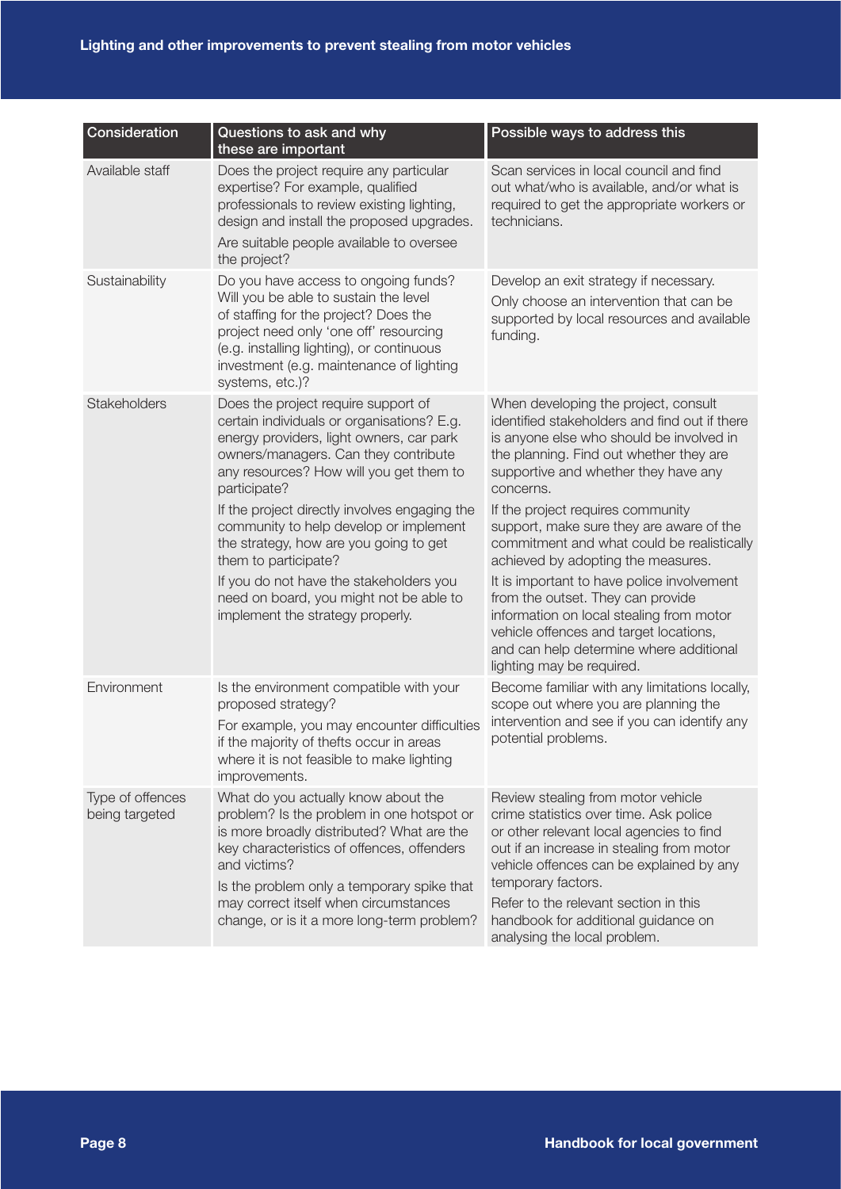| Consideration | Questions to ask and why these are important | Possible ways to address this |
|---|---|---|
| Available staff | Does the project require any particular expertise? For example, qualified professionals to review existing lighting, design and install the proposed upgrades.<br><br>Are suitable people available to oversee the project? | Scan services in local council and find out what/who is available, and/or what is required to get the appropriate workers or technicians. |
| Sustainability | Do you have access to ongoing funds? Will you be able to sustain the level of staffing for the project? Does the project need only 'one off' resourcing (e.g. installing lighting), or continuous investment (e.g. maintenance of lighting systems, etc.)? | Develop an exit strategy if necessary.<br><br>Only choose an intervention that can be supported by local resources and available funding. |
| Stakeholders | Does the project require support of certain individuals or organisations? E.g. energy providers, light owners, car park owners/managers. Can they contribute any resources? How will you get them to participate?<br><br>If the project directly involves engaging the community to help develop or implement the strategy, how are you going to get them to participate?<br><br>If you do not have the stakeholders you need on board, you might not be able to implement the strategy properly. | When developing the project, consult identified stakeholders and find out if there is anyone else who should be involved in the planning. Find out whether they are supportive and whether they have any concerns.<br><br>If the project requires community support, make sure they are aware of the commitment and what could be realistically achieved by adopting the measures.<br><br>It is important to have police involvement from the outset. They can provide information on local stealing from motor vehicle offences and target locations, and can help determine where additional lighting may be required. |
| Environment | Is the environment compatible with your proposed strategy?<br><br>For example, you may encounter difficulties if the majority of thefts occur in areas where it is not feasible to make lighting improvements. | Become familiar with any limitations locally, scope out where you are planning the intervention and see if you can identify any potential problems. |
| Type of offences being targeted | What do you actually know about the problem? Is the problem in one hotspot or is more broadly distributed? What are the key characteristics of offences, offenders and victims?<br><br>Is the problem only a temporary spike that may correct itself when circumstances change, or is it a more long-term problem? | Review stealing from motor vehicle crime statistics over time. Ask police or other relevant local agencies to find out if an increase in stealing from motor vehicle offences can be explained by any temporary factors.<br><br>Refer to the relevant section in this handbook for additional guidance on analysing the local problem. |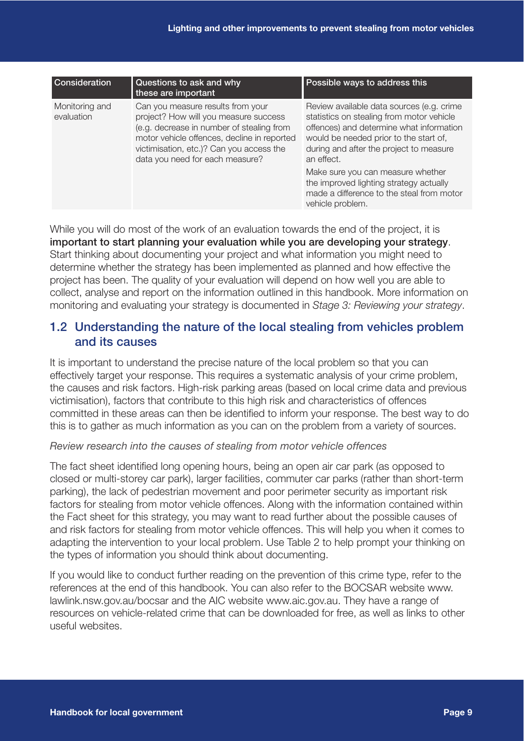| Consideration | Questions to ask and why these are important | Possible ways to address this |
|---|---|---|
| Monitoring and evaluation | Can you measure results from your project? How will you measure success (e.g. decrease in number of stealing from motor vehicle offences, decline in reported victimisation, etc.)? Can you access the data you need for each measure? | Review available data sources (e.g. crime statistics on stealing from motor vehicle offences) and determine what information would be needed prior to the start of, during and after the project to measure an effect.<br><br>Make sure you can measure whether the improved lighting strategy actually made a difference to the steal from motor vehicle problem. |

While you will do most of the work of an evaluation towards the end of the project, it is **important to start planning your evaluation while you are developing your strategy**. Start thinking about documenting your project and what information you might need to determine whether the strategy has been implemented as planned and how effective the project has been. The quality of your evaluation will depend on how well you are able to collect, analyse and report on the information outlined in this handbook. More information on monitoring and evaluating your strategy is documented in *Stage 3: Reviewing your strategy*.

## 1.2 Understanding the nature of the local stealing from vehicles problem and its causes

It is important to understand the precise nature of the local problem so that you can effectively target your response. This requires a systematic analysis of your crime problem, the causes and risk factors. High-risk parking areas (based on local crime data and previous victimisation), factors that contribute to this high risk and characteristics of offences committed in these areas can then be identified to inform your response. The best way to do this is to gather as much information as you can on the problem from a variety of sources.

*Review research into the causes of stealing from motor vehicle offences*

The fact sheet identified long opening hours, being an open air car park (as opposed to closed or multi-storey car park), larger facilities, commuter car parks (rather than short-term parking), the lack of pedestrian movement and poor perimeter security as important risk factors for stealing from motor vehicle offences. Along with the information contained within the Fact sheet for this strategy, you may want to read further about the possible causes of and risk factors for stealing from motor vehicle offences. This will help you when it comes to adapting the intervention to your local problem. Use Table 2 to help prompt your thinking on the types of information you should think about documenting.

If you would like to conduct further reading on the prevention of this crime type, refer to the references at the end of this handbook. You can also refer to the BOCSAR website www.lawlink.nsw.gov.au/bocsar and the AIC website www.aic.gov.au. They have a range of resources on vehicle-related crime that can be downloaded for free, as well as links to other useful websites.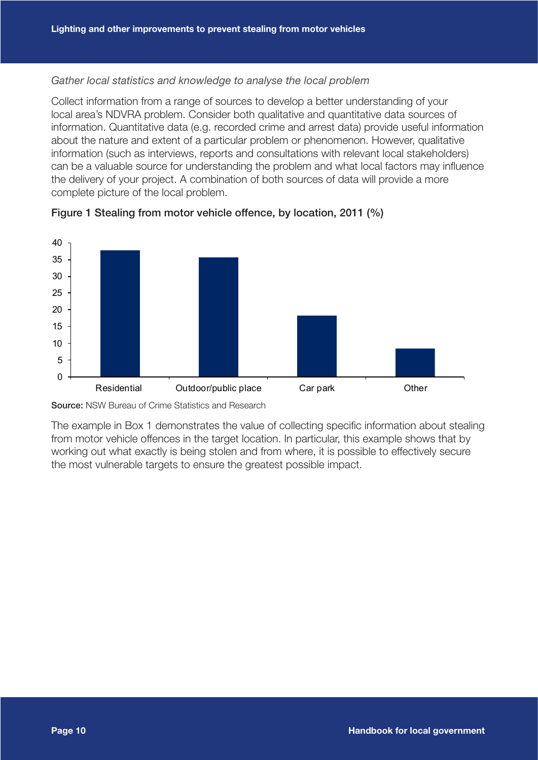*Gather local statistics and knowledge to analyse the local problem*

Collect information from a range of sources to develop a better understanding of your local area's NDVRA problem. Consider both qualitative and quantitative data sources of information. Quantitative data (e.g. recorded crime and arrest data) provide useful information about the nature and extent of a particular problem or phenomenon. However, qualitative information (such as interviews, reports and consultations with relevant local stakeholders) can be a valuable source for understanding the problem and what local factors may influence the delivery of your project. A combination of both sources of data will provide a more complete picture of the local problem.

**Figure 1 Stealing from motor vehicle offence, by location, 2011 (%)**

**Source:** NSW Bureau of Crime Statistics and Research

The example in Box 1 demonstrates the value of collecting specific information about stealing from motor vehicle offences in the target location. In particular, this example shows that by working out what exactly is being stolen and from where, it is possible to effectively secure the most vulnerable targets to ensure the greatest possible impact.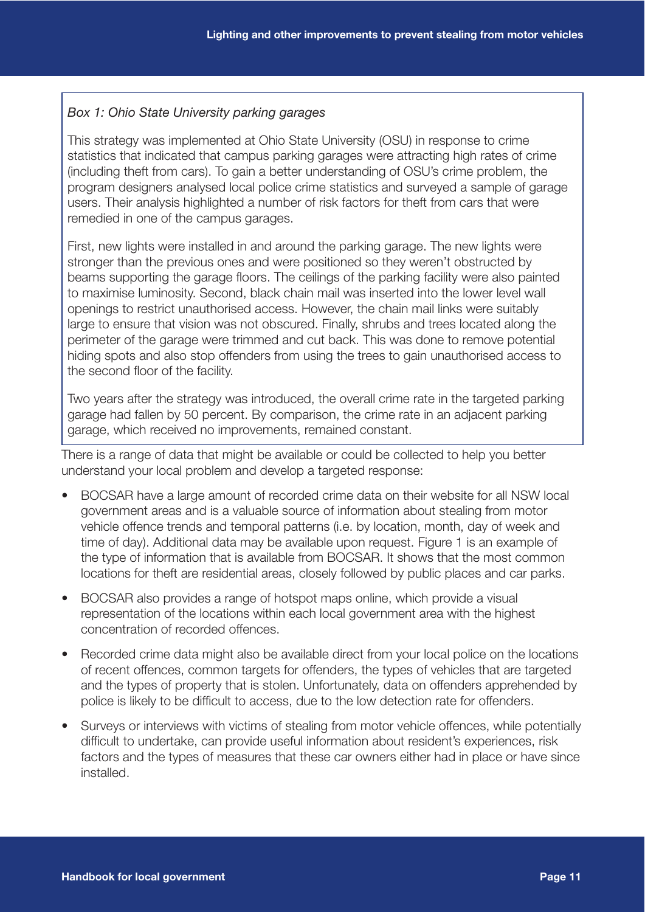*Box 1: Ohio State University parking garages*

This strategy was implemented at Ohio State University (OSU) in response to crime statistics that indicated that campus parking garages were attracting high rates of crime (including theft from cars). To gain a better understanding of OSU's crime problem, the program designers analysed local police crime statistics and surveyed a sample of garage users. Their analysis highlighted a number of risk factors for theft from cars that were remedied in one of the campus garages.

First, new lights were installed in and around the parking garage. The new lights were stronger than the previous ones and were positioned so they weren't obstructed by beams supporting the garage floors. The ceilings of the parking facility were also painted to maximise luminosity. Second, black chain mail was inserted into the lower level wall openings to restrict unauthorised access. However, the chain mail links were suitably large to ensure that vision was not obscured. Finally, shrubs and trees located along the perimeter of the garage were trimmed and cut back. This was done to remove potential hiding spots and also stop offenders from using the trees to gain unauthorised access to the second floor of the facility.

Two years after the strategy was introduced, the overall crime rate in the targeted parking garage had fallen by 50 percent. By comparison, the crime rate in an adjacent parking garage, which received no improvements, remained constant.

There is a range of data that might be available or could be collected to help you better understand your local problem and develop a targeted response:

- BOCSAR have a large amount of recorded crime data on their website for all NSW local government areas and is a valuable source of information about stealing from motor vehicle offence trends and temporal patterns (i.e. by location, month, day of week and time of day). Additional data may be available upon request. Figure 1 is an example of the type of information that is available from BOCSAR. It shows that the most common locations for theft are residential areas, closely followed by public places and car parks.
- BOCSAR also provides a range of hotspot maps online, which provide a visual representation of the locations within each local government area with the highest concentration of recorded offences.
- Recorded crime data might also be available direct from your local police on the locations of recent offences, common targets for offenders, the types of vehicles that are targeted and the types of property that is stolen. Unfortunately, data on offenders apprehended by police is likely to be difficult to access, due to the low detection rate for offenders.
- Surveys or interviews with victims of stealing from motor vehicle offences, while potentially difficult to undertake, can provide useful information about resident's experiences, risk factors and the types of measures that these car owners either had in place or have since installed.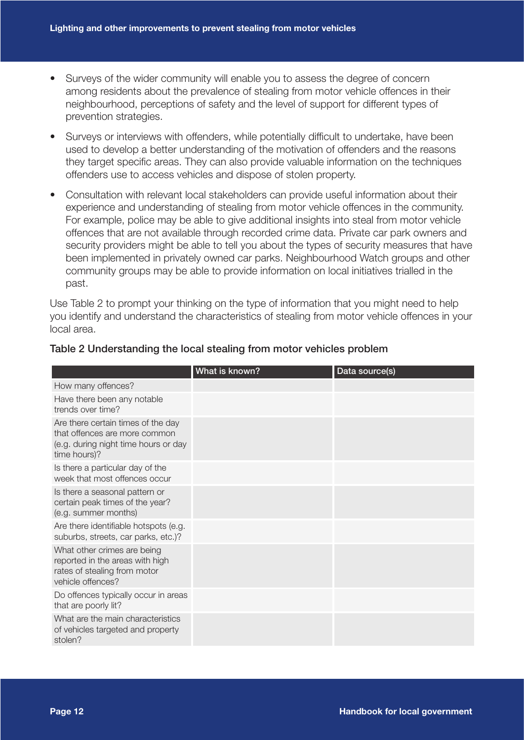- Surveys of the wider community will enable you to assess the degree of concern among residents about the prevalence of stealing from motor vehicle offences in their neighbourhood, perceptions of safety and the level of support for different types of prevention strategies.
- Surveys or interviews with offenders, while potentially difficult to undertake, have been used to develop a better understanding of the motivation of offenders and the reasons they target specific areas. They can also provide valuable information on the techniques offenders use to access vehicles and dispose of stolen property.
- Consultation with relevant local stakeholders can provide useful information about their experience and understanding of stealing from motor vehicle offences in the community. For example, police may be able to give additional insights into steal from motor vehicle offences that are not available through recorded crime data. Private car park owners and security providers might be able to tell you about the types of security measures that have been implemented in privately owned car parks. Neighbourhood Watch groups and other community groups may be able to provide information on local initiatives trialled in the past.

Use Table 2 to prompt your thinking on the type of information that you might need to help you identify and understand the characteristics of stealing from motor vehicle offences in your local area.

**Table 2 Understanding the local stealing from motor vehicles problem**

| | What is known? | Data source(s) |
|---|---|---|
| How many offences? | | |
| Have there been any notable trends over time? | | |
| Are there certain times of the day that offences are more common (e.g. during night time hours or day time hours)? | | |
| Is there a particular day of the week that most offences occur | | |
| Is there a seasonal pattern or certain peak times of the year? (e.g. summer months) | | |
| Are there identifiable hotspots (e.g. suburbs, streets, car parks, etc.)? | | |
| What other crimes are being reported in the areas with high rates of stealing from motor vehicle offences? | | |
| Do offences typically occur in areas that are poorly lit? | | |
| What are the main characteristics of vehicles targeted and property stolen? | | |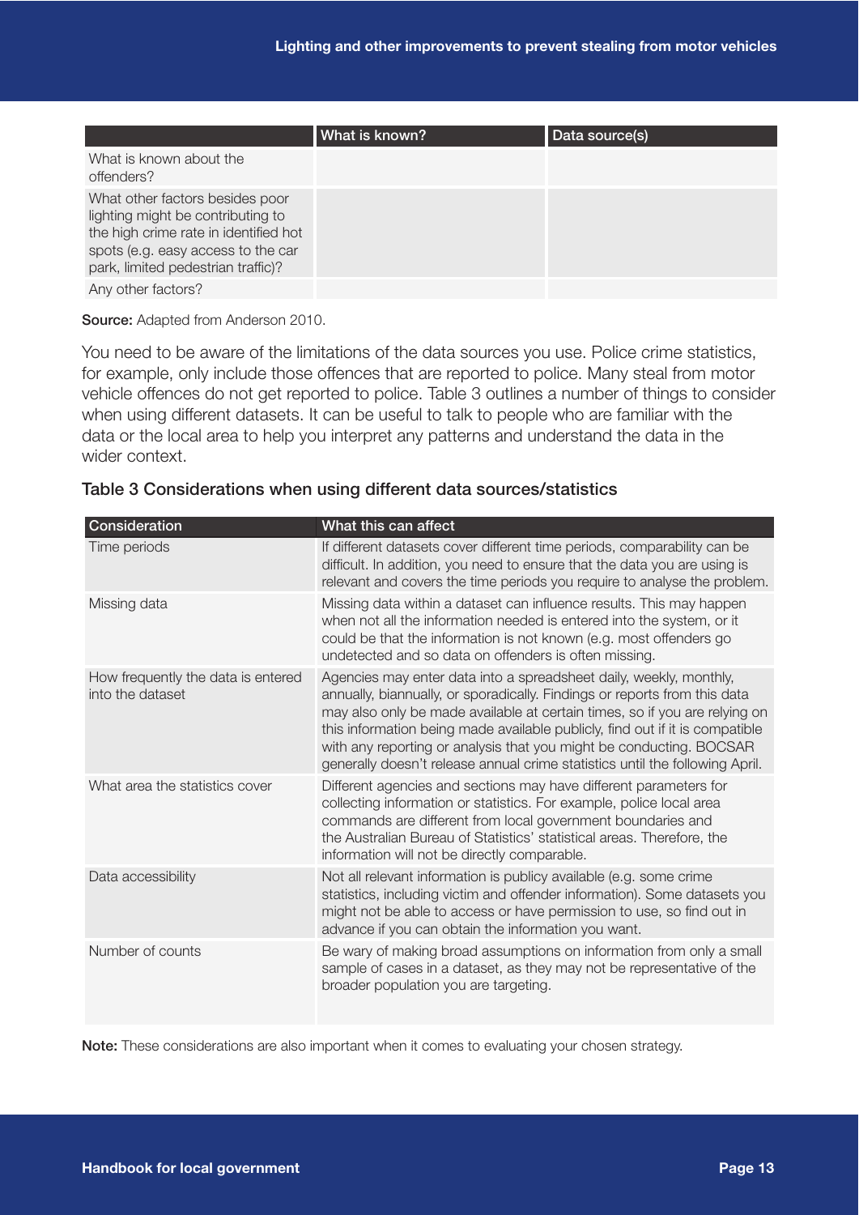| | What is known? | Data source(s) |
|---|---|---|
| What is known about the offenders? | | |
| What other factors besides poor lighting might be contributing to the high crime rate in identified hot spots (e.g. easy access to the car park, limited pedestrian traffic)? | | |
| Any other factors? | | |

**Source:** Adapted from Anderson 2010.

You need to be aware of the limitations of the data sources you use. Police crime statistics, for example, only include those offences that are reported to police. Many steal from motor vehicle offences do not get reported to police. Table 3 outlines a number of things to consider when using different datasets. It can be useful to talk to people who are familiar with the data or the local area to help you interpret any patterns and understand the data in the wider context.

### Table 3 Considerations when using different data sources/statistics

| Consideration | What this can affect |
|---|---|
| Time periods | If different datasets cover different time periods, comparability can be difficult. In addition, you need to ensure that the data you are using is relevant and covers the time periods you require to analyse the problem. |
| Missing data | Missing data within a dataset can influence results. This may happen when not all the information needed is entered into the system, or it could be that the information is not known (e.g. most offenders go undetected and so data on offenders is often missing. |
| How frequently the data is entered into the dataset | Agencies may enter data into a spreadsheet daily, weekly, monthly, annually, biannually, or sporadically. Findings or reports from this data may also only be made available at certain times, so if you are relying on this information being made available publicly, find out if it is compatible with any reporting or analysis that you might be conducting. BOCSAR generally doesn't release annual crime statistics until the following April. |
| What area the statistics cover | Different agencies and sections may have different parameters for collecting information or statistics. For example, police local area commands are different from local government boundaries and the Australian Bureau of Statistics' statistical areas. Therefore, the information will not be directly comparable. |
| Data accessibility | Not all relevant information is publicy available (e.g. some crime statistics, including victim and offender information). Some datasets you might not be able to access or have permission to use, so find out in advance if you can obtain the information you want. |
| Number of counts | Be wary of making broad assumptions on information from only a small sample of cases in a dataset, as they may not be representative of the broader population you are targeting. |

**Note:** These considerations are also important when it comes to evaluating your chosen strategy.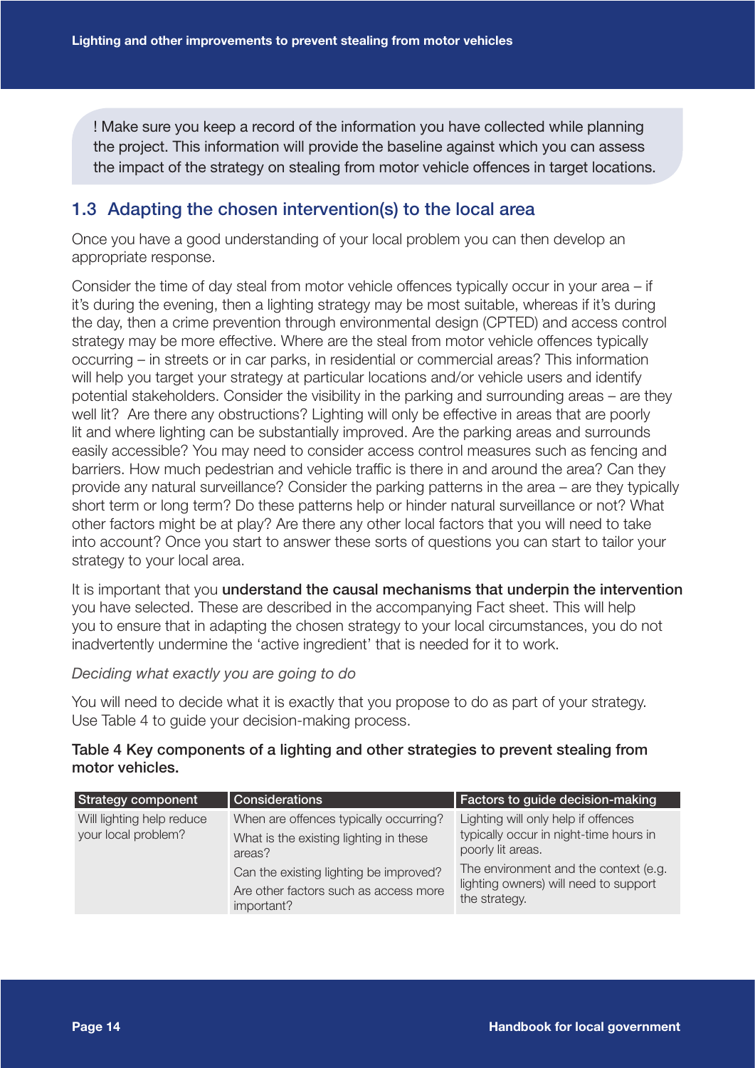! Make sure you keep a record of the information you have collected while planning the project. This information will provide the baseline against which you can assess the impact of the strategy on stealing from motor vehicle offences in target locations.

## 1.3 Adapting the chosen intervention(s) to the local area

Once you have a good understanding of your local problem you can then develop an appropriate response.

Consider the time of day steal from motor vehicle offences typically occur in your area – if it's during the evening, then a lighting strategy may be most suitable, whereas if it's during the day, then a crime prevention through environmental design (CPTED) and access control strategy may be more effective. Where are the steal from motor vehicle offences typically occurring – in streets or in car parks, in residential or commercial areas? This information will help you target your strategy at particular locations and/or vehicle users and identify potential stakeholders. Consider the visibility in the parking and surrounding areas – are they well lit? Are there any obstructions? Lighting will only be effective in areas that are poorly lit and where lighting can be substantially improved. Are the parking areas and surrounds easily accessible? You may need to consider access control measures such as fencing and barriers. How much pedestrian and vehicle traffic is there in and around the area? Can they provide any natural surveillance? Consider the parking patterns in the area – are they typically short term or long term? Do these patterns help or hinder natural surveillance or not? What other factors might be at play? Are there any other local factors that you will need to take into account? Once you start to answer these sorts of questions you can start to tailor your strategy to your local area.

It is important that you **understand the causal mechanisms that underpin the intervention** you have selected. These are described in the accompanying Fact sheet. This will help you to ensure that in adapting the chosen strategy to your local circumstances, you do not inadvertently undermine the 'active ingredient' that is needed for it to work.

*Deciding what exactly you are going to do*

You will need to decide what it is exactly that you propose to do as part of your strategy. Use Table 4 to guide your decision-making process.

**Table 4 Key components of a lighting and other strategies to prevent stealing from motor vehicles.**

| Strategy component | Considerations | Factors to guide decision-making |
|---|---|---|
| Will lighting help reduce your local problem? | When are offences typically occurring?<br>What is the existing lighting in these areas?<br>Can the existing lighting be improved?<br>Are other factors such as access more important? | Lighting will only help if offences typically occur in night-time hours in poorly lit areas.<br>The environment and the context (e.g. lighting owners) will need to support the strategy. |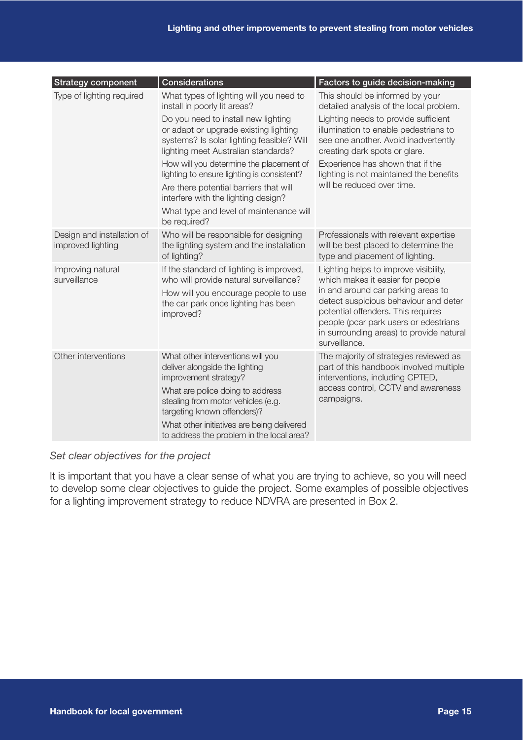| Strategy component | Considerations | Factors to guide decision-making |
|---|---|---|
| Type of lighting required | What types of lighting will you need to install in poorly lit areas? Do you need to install new lighting or adapt or upgrade existing lighting systems? Is solar lighting feasible? Will lighting meet Australian standards? How will you determine the placement of lighting to ensure lighting is consistent? Are there potential barriers that will interfere with the lighting design? What type and level of maintenance will be required? | This should be informed by your detailed analysis of the local problem. Lighting needs to provide sufficient illumination to enable pedestrians to see one another. Avoid inadvertently creating dark spots or glare. Experience has shown that if the lighting is not maintained the benefits will be reduced over time. |
| Design and installation of improved lighting | Who will be responsible for designing the lighting system and the installation of lighting? | Professionals with relevant expertise will be best placed to determine the type and placement of lighting. |
| Improving natural surveillance | If the standard of lighting is improved, who will provide natural surveillance? How will you encourage people to use the car park once lighting has been improved? | Lighting helps to improve visibility, which makes it easier for people in and around car parking areas to detect suspicious behaviour and deter potential offenders. This requires people (pcar park users or edestrians in surrounding areas) to provide natural surveillance. |
| Other interventions | What other interventions will you deliver alongside the lighting improvement strategy? What are police doing to address stealing from motor vehicles (e.g. targeting known offenders)? What other initiatives are being delivered to address the problem in the local area? | The majority of strategies reviewed as part of this handbook involved multiple interventions, including CPTED, access control, CCTV and awareness campaigns. |

*Set clear objectives for the project*

It is important that you have a clear sense of what you are trying to achieve, so you will need to develop some clear objectives to guide the project. Some examples of possible objectives for a lighting improvement strategy to reduce NDVRA are presented in Box 2.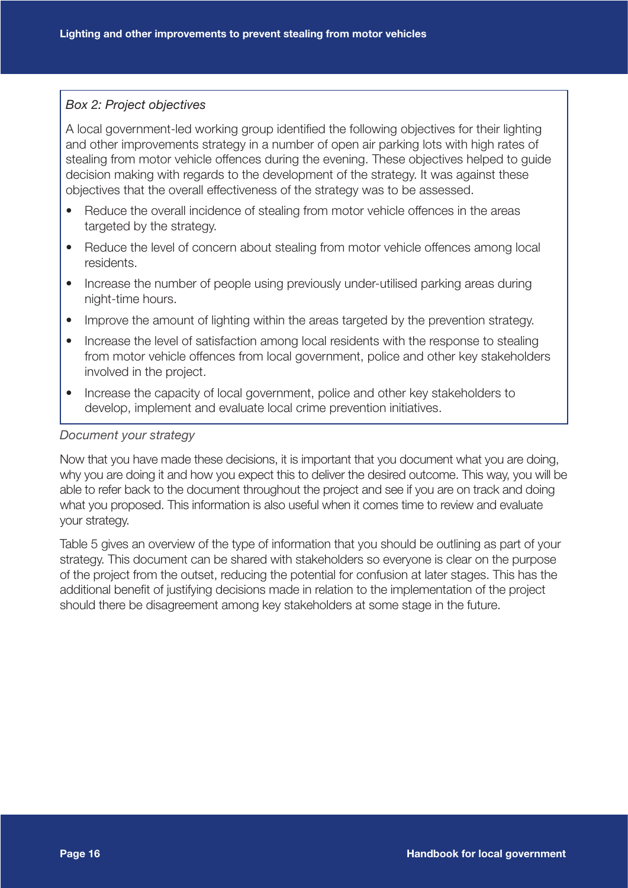*Box 2: Project objectives*

A local government-led working group identified the following objectives for their lighting and other improvements strategy in a number of open air parking lots with high rates of stealing from motor vehicle offences during the evening. These objectives helped to guide decision making with regards to the development of the strategy. It was against these objectives that the overall effectiveness of the strategy was to be assessed.

- Reduce the overall incidence of stealing from motor vehicle offences in the areas targeted by the strategy.
- Reduce the level of concern about stealing from motor vehicle offences among local residents.
- Increase the number of people using previously under-utilised parking areas during night-time hours.
- Improve the amount of lighting within the areas targeted by the prevention strategy.
- Increase the level of satisfaction among local residents with the response to stealing from motor vehicle offences from local government, police and other key stakeholders involved in the project.
- Increase the capacity of local government, police and other key stakeholders to develop, implement and evaluate local crime prevention initiatives.

*Document your strategy*

Now that you have made these decisions, it is important that you document what you are doing, why you are doing it and how you expect this to deliver the desired outcome. This way, you will be able to refer back to the document throughout the project and see if you are on track and doing what you proposed. This information is also useful when it comes time to review and evaluate your strategy.

Table 5 gives an overview of the type of information that you should be outlining as part of your strategy. This document can be shared with stakeholders so everyone is clear on the purpose of the project from the outset, reducing the potential for confusion at later stages. This has the additional benefit of justifying decisions made in relation to the implementation of the project should there be disagreement among key stakeholders at some stage in the future.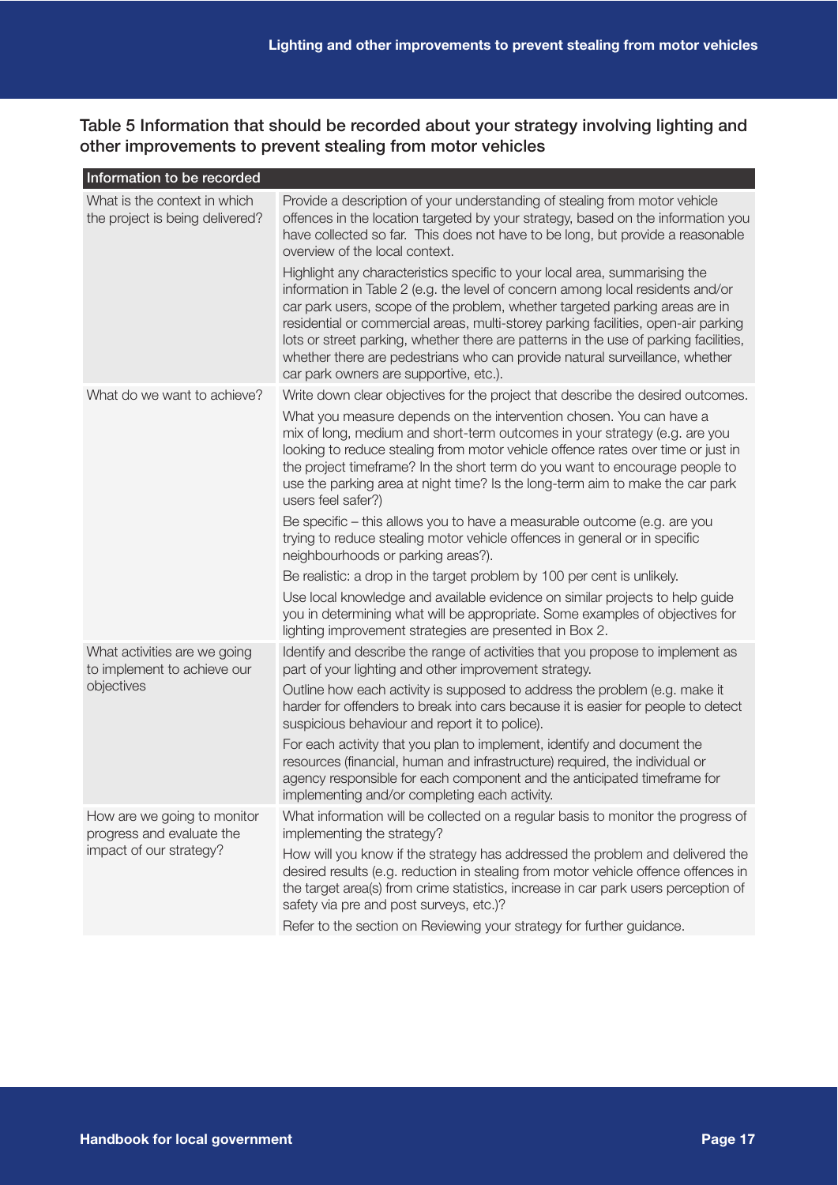### Table 5 Information that should be recorded about your strategy involving lighting and other improvements to prevent stealing from motor vehicles

| Information to be recorded | |
|---|---|
| What is the context in which the project is being delivered? | Provide a description of your understanding of stealing from motor vehicle offences in the location targeted by your strategy, based on the information you have collected so far. This does not have to be long, but provide a reasonable overview of the local context.<br><br>Highlight any characteristics specific to your local area, summarising the information in Table 2 (e.g. the level of concern among local residents and/or car park users, scope of the problem, whether targeted parking areas are in residential or commercial areas, multi-storey parking facilities, open-air parking lots or street parking, whether there are patterns in the use of parking facilities, whether there are pedestrians who can provide natural surveillance, whether car park owners are supportive, etc.). |
| What do we want to achieve? | Write down clear objectives for the project that describe the desired outcomes.<br><br>What you measure depends on the intervention chosen. You can have a mix of long, medium and short-term outcomes in your strategy (e.g. are you looking to reduce stealing from motor vehicle offence rates over time or just in the project timeframe? In the short term do you want to encourage people to use the parking area at night time? Is the long-term aim to make the car park users feel safer?)<br><br>Be specific – this allows you to have a measurable outcome (e.g. are you trying to reduce stealing motor vehicle offences in general or in specific neighbourhoods or parking areas?).<br><br>Be realistic: a drop in the target problem by 100 per cent is unlikely.<br><br>Use local knowledge and available evidence on similar projects to help guide you in determining what will be appropriate. Some examples of objectives for lighting improvement strategies are presented in Box 2. |
| What activities are we going to implement to achieve our objectives | Identify and describe the range of activities that you propose to implement as part of your lighting and other improvement strategy.<br><br>Outline how each activity is supposed to address the problem (e.g. make it harder for offenders to break into cars because it is easier for people to detect suspicious behaviour and report it to police).<br><br>For each activity that you plan to implement, identify and document the resources (financial, human and infrastructure) required, the individual or agency responsible for each component and the anticipated timeframe for implementing and/or completing each activity. |
| How are we going to monitor progress and evaluate the impact of our strategy? | What information will be collected on a regular basis to monitor the progress of implementing the strategy?<br><br>How will you know if the strategy has addressed the problem and delivered the desired results (e.g. reduction in stealing from motor vehicle offence offences in the target area(s) from crime statistics, increase in car park users perception of safety via pre and post surveys, etc.)?<br><br>Refer to the section on Reviewing your strategy for further guidance. |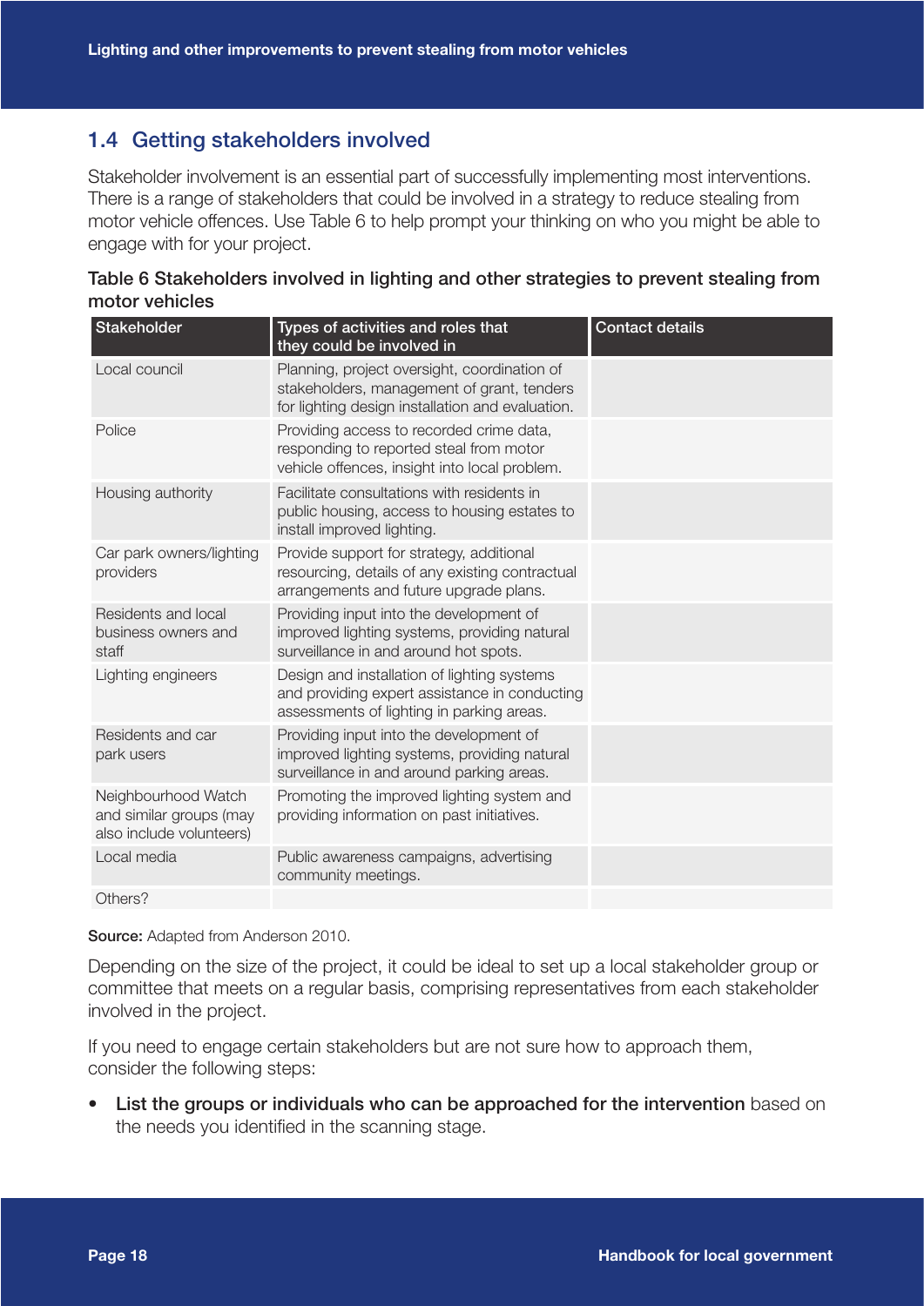## 1.4 Getting stakeholders involved

Stakeholder involvement is an essential part of successfully implementing most interventions. There is a range of stakeholders that could be involved in a strategy to reduce stealing from motor vehicle offences. Use Table 6 to help prompt your thinking on who you might be able to engage with for your project.

**Table 6 Stakeholders involved in lighting and other strategies to prevent stealing from motor vehicles**

| Stakeholder | Types of activities and roles that they could be involved in | Contact details |
|---|---|---|
| Local council | Planning, project oversight, coordination of stakeholders, management of grant, tenders for lighting design installation and evaluation. | |
| Police | Providing access to recorded crime data, responding to reported steal from motor vehicle offences, insight into local problem. | |
| Housing authority | Facilitate consultations with residents in public housing, access to housing estates to install improved lighting. | |
| Car park owners/lighting providers | Provide support for strategy, additional resourcing, details of any existing contractual arrangements and future upgrade plans. | |
| Residents and local business owners and staff | Providing input into the development of improved lighting systems, providing natural surveillance in and around hot spots. | |
| Lighting engineers | Design and installation of lighting systems and providing expert assistance in conducting assessments of lighting in parking areas. | |
| Residents and car park users | Providing input into the development of improved lighting systems, providing natural surveillance in and around parking areas. | |
| Neighbourhood Watch and similar groups (may also include volunteers) | Promoting the improved lighting system and providing information on past initiatives. | |
| Local media | Public awareness campaigns, advertising community meetings. | |
| Others? | | |

**Source:** Adapted from Anderson 2010.

Depending on the size of the project, it could be ideal to set up a local stakeholder group or committee that meets on a regular basis, comprising representatives from each stakeholder involved in the project.

If you need to engage certain stakeholders but are not sure how to approach them, consider the following steps:

- **List the groups or individuals who can be approached for the intervention** based on the needs you identified in the scanning stage.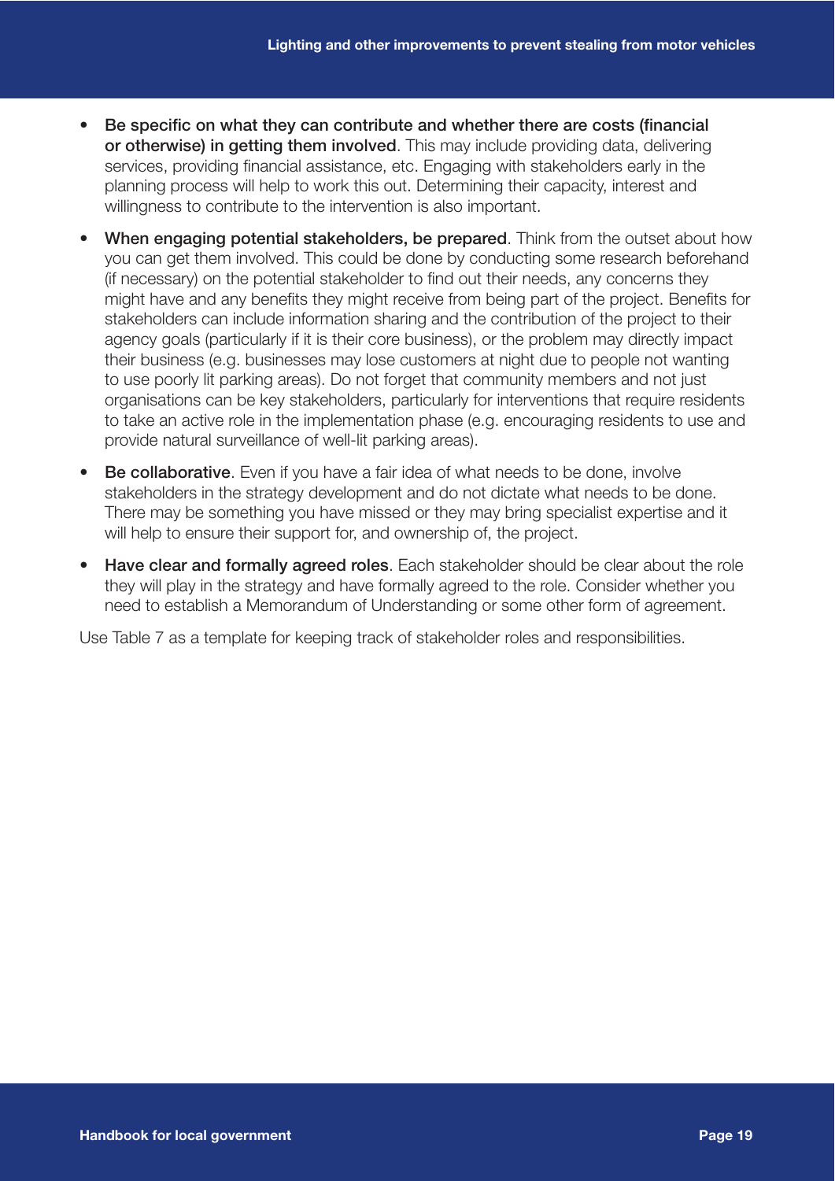- **Be specific on what they can contribute and whether there are costs (financial or otherwise) in getting them involved**. This may include providing data, delivering services, providing financial assistance, etc. Engaging with stakeholders early in the planning process will help to work this out. Determining their capacity, interest and willingness to contribute to the intervention is also important.
- **When engaging potential stakeholders, be prepared**. Think from the outset about how you can get them involved. This could be done by conducting some research beforehand (if necessary) on the potential stakeholder to find out their needs, any concerns they might have and any benefits they might receive from being part of the project. Benefits for stakeholders can include information sharing and the contribution of the project to their agency goals (particularly if it is their core business), or the problem may directly impact their business (e.g. businesses may lose customers at night due to people not wanting to use poorly lit parking areas). Do not forget that community members and not just organisations can be key stakeholders, particularly for interventions that require residents to take an active role in the implementation phase (e.g. encouraging residents to use and provide natural surveillance of well-lit parking areas).
- **Be collaborative**. Even if you have a fair idea of what needs to be done, involve stakeholders in the strategy development and do not dictate what needs to be done. There may be something you have missed or they may bring specialist expertise and it will help to ensure their support for, and ownership of, the project.
- **Have clear and formally agreed roles**. Each stakeholder should be clear about the role they will play in the strategy and have formally agreed to the role. Consider whether you need to establish a Memorandum of Understanding or some other form of agreement.

Use Table 7 as a template for keeping track of stakeholder roles and responsibilities.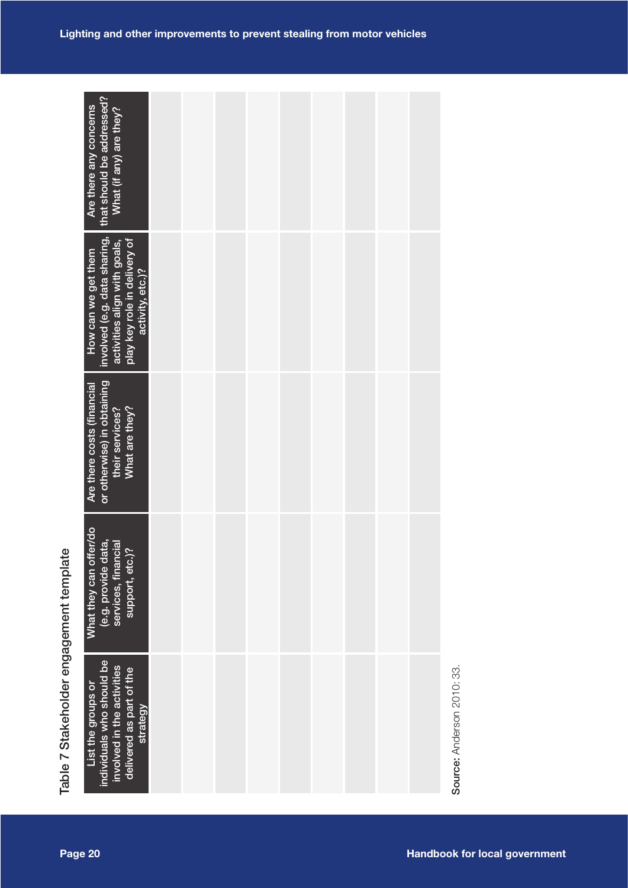Table 7 Stakeholder engagement template

| List the groups or individuals who should be involved in the activities delivered as part of the strategy | What they can offer/do (e.g. provide data, services, financial support, etc.)? | Are there costs (financial or otherwise) in obtaining their services? What are they? | How can we get them involved (e.g. data sharing, activities align with goals, play key role in delivery of activity, etc.)? | Are there any concerns that should be addressed? What (if any) are they? |
| --- | --- | --- | --- | --- |
| | | | | |
| | | | | |
| | | | | |
| | | | | |
| | | | | |
| | | | | |
| | | | | |
| | | | | |
| | | | | |

**Source:** Anderson 2010: 33.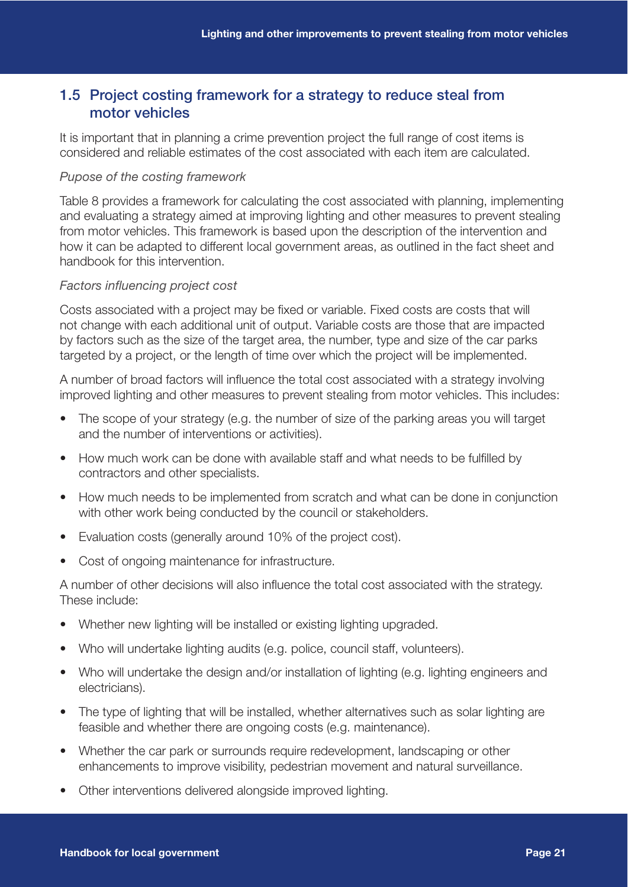## 1.5 Project costing framework for a strategy to reduce steal from motor vehicles

It is important that in planning a crime prevention project the full range of cost items is considered and reliable estimates of the cost associated with each item are calculated.

*Pupose of the costing framework*

Table 8 provides a framework for calculating the cost associated with planning, implementing and evaluating a strategy aimed at improving lighting and other measures to prevent stealing from motor vehicles. This framework is based upon the description of the intervention and how it can be adapted to different local government areas, as outlined in the fact sheet and handbook for this intervention.

*Factors influencing project cost*

Costs associated with a project may be fixed or variable. Fixed costs are costs that will not change with each additional unit of output. Variable costs are those that are impacted by factors such as the size of the target area, the number, type and size of the car parks targeted by a project, or the length of time over which the project will be implemented.

A number of broad factors will influence the total cost associated with a strategy involving improved lighting and other measures to prevent stealing from motor vehicles. This includes:

- The scope of your strategy (e.g. the number of size of the parking areas you will target and the number of interventions or activities).
- How much work can be done with available staff and what needs to be fulfilled by contractors and other specialists.
- How much needs to be implemented from scratch and what can be done in conjunction with other work being conducted by the council or stakeholders.
- Evaluation costs (generally around 10% of the project cost).
- Cost of ongoing maintenance for infrastructure.

A number of other decisions will also influence the total cost associated with the strategy. These include:

- Whether new lighting will be installed or existing lighting upgraded.
- Who will undertake lighting audits (e.g. police, council staff, volunteers).
- Who will undertake the design and/or installation of lighting (e.g. lighting engineers and electricians).
- The type of lighting that will be installed, whether alternatives such as solar lighting are feasible and whether there are ongoing costs (e.g. maintenance).
- Whether the car park or surrounds require redevelopment, landscaping or other enhancements to improve visibility, pedestrian movement and natural surveillance.
- Other interventions delivered alongside improved lighting.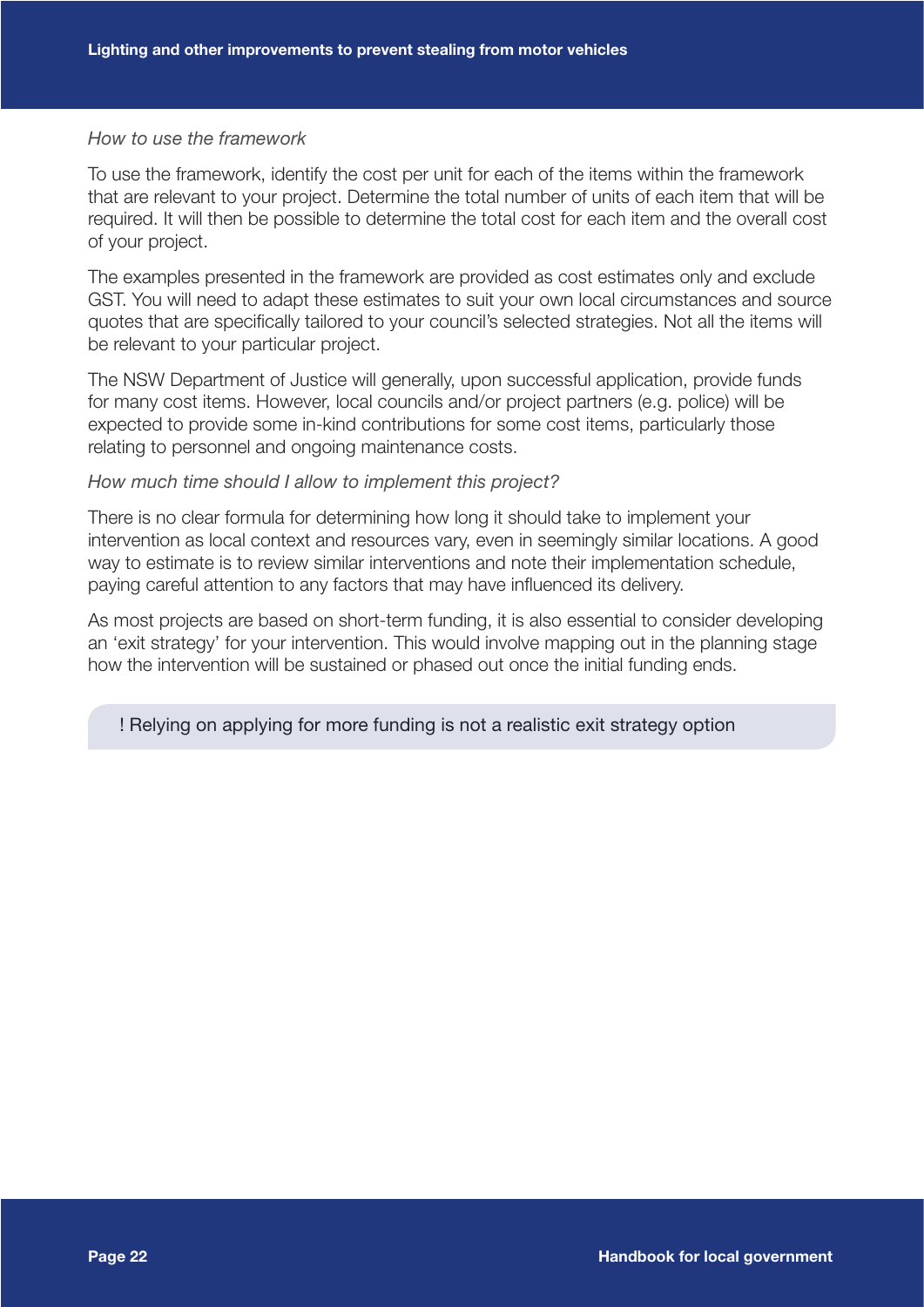*How to use the framework*

To use the framework, identify the cost per unit for each of the items within the framework that are relevant to your project. Determine the total number of units of each item that will be required. It will then be possible to determine the total cost for each item and the overall cost of your project.

The examples presented in the framework are provided as cost estimates only and exclude GST. You will need to adapt these estimates to suit your own local circumstances and source quotes that are specifically tailored to your council's selected strategies. Not all the items will be relevant to your particular project.

The NSW Department of Justice will generally, upon successful application, provide funds for many cost items. However, local councils and/or project partners (e.g. police) will be expected to provide some in-kind contributions for some cost items, particularly those relating to personnel and ongoing maintenance costs.

*How much time should I allow to implement this project?*

There is no clear formula for determining how long it should take to implement your intervention as local context and resources vary, even in seemingly similar locations. A good way to estimate is to review similar interventions and note their implementation schedule, paying careful attention to any factors that may have influenced its delivery.

As most projects are based on short-term funding, it is also essential to consider developing an 'exit strategy' for your intervention. This would involve mapping out in the planning stage how the intervention will be sustained or phased out once the initial funding ends.

> ! Relying on applying for more funding is not a realistic exit strategy option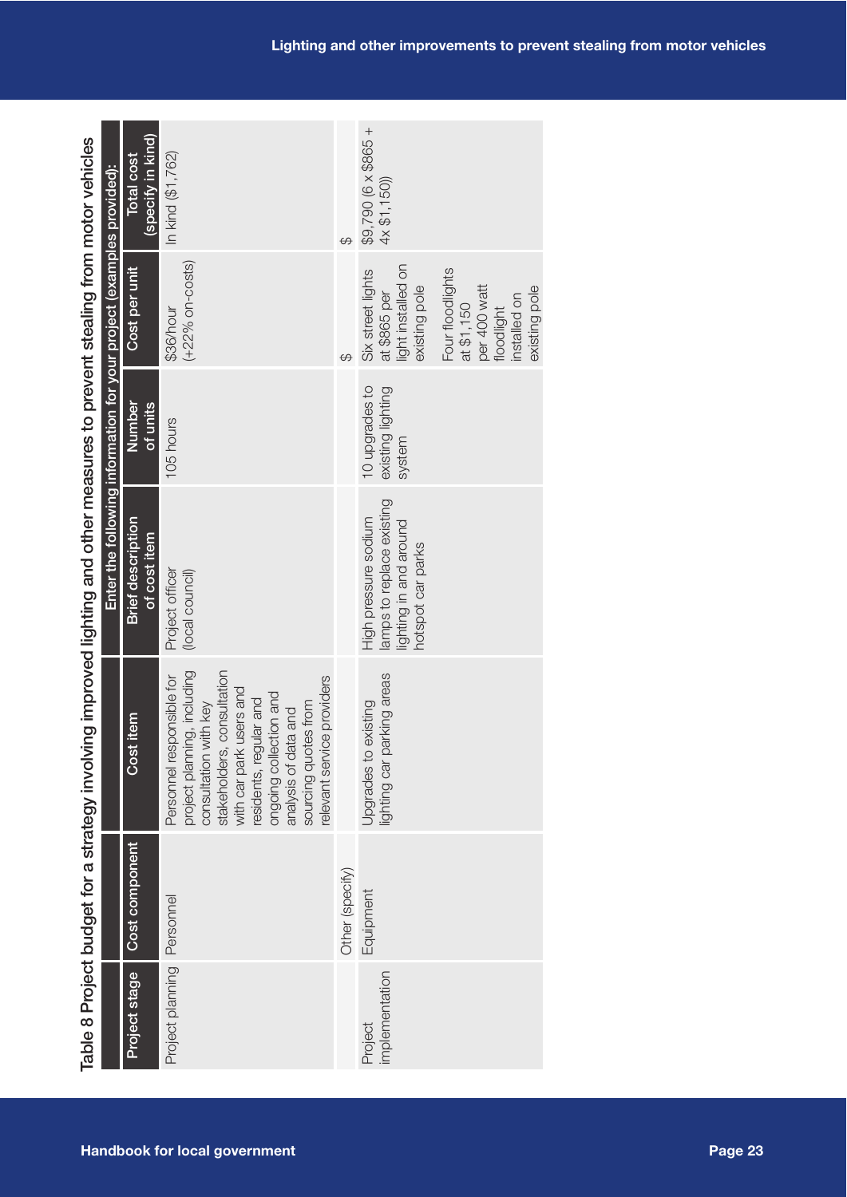Table 8 Project budget for a strategy involving improved lighting and other measures to prevent stealing from motor vehicles

| Project stage | Cost component | Cost item | Enter the following information for your project (examples provided): | | | |
|---|---|---|---|---|---|---|
| | | | Brief description of cost item | Number of units | Cost per unit | Total cost (specify in kind) |
| Project planning | Personnel | Personnel responsible for project planning, including consultation with key stakeholders, consultation with car park users and residents, regular and ongoing collection and analysis of data and sourcing quotes from relevant service providers | Project officer (local council) | 105 hours | $36/hour (+22% on-costs) | In kind ($1,762) |
| | Other (specify) | | | | $ | $ |
| Project implementation | Equipment | Upgrades to existing lighting car parking areas | High pressure sodium lamps to replace existing lighting in and around hotspot car parks | 10 upgrades to existing lighting system | Six street lights at $865 per light installed on existing pole<br><br>Four floodlights at $1,150 per 400 watt floodlight installed on existing pole | $9,790 (6 x $865 + 4x $1,150)) |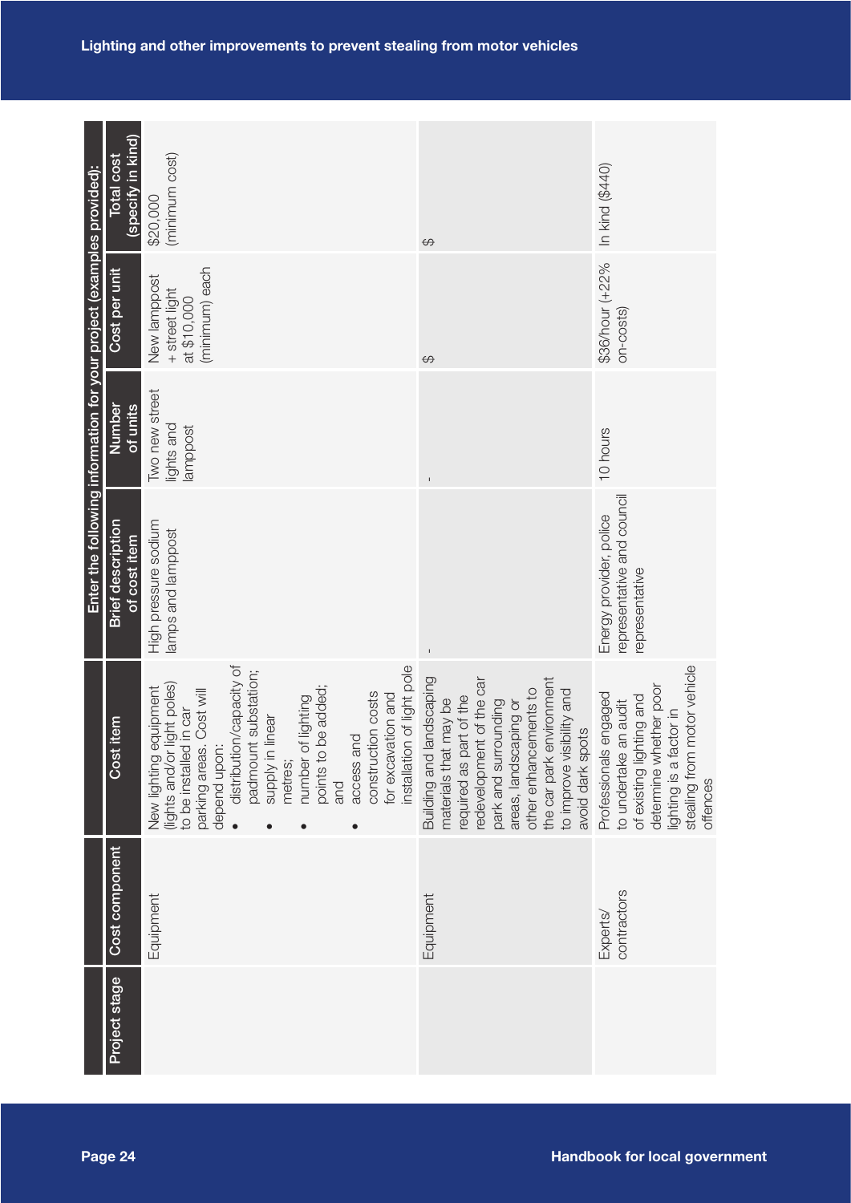## Lighting and other improvements to prevent stealing from motor vehicles

| Project stage | Cost component | Cost item | Enter the following information for your project (examples provided): | | | |
|---|---|---|---|---|---|---|
| | | | Brief description of cost item | Number of units | Cost per unit | Total cost (specify in kind) |
| | Equipment | New lighting equipment (lights and/or light poles) to be installed in car parking areas. Cost will depend upon: • distribution/capacity of padmount substation; • supply in linear metres; • number of lighting points to be added; and • access and construction costs for excavation and installation of light pole | High pressure sodium lamps and lamppost | Two new street lights and lamppost | New lamppost + street light at $10,000 (minimum) each | $20,000 (minimum cost) |
| | Equipment | Building and landscaping materials that may be required as part of the redevelopment of the car park and surrounding areas, landscaping or other enhancements to the car park environment to improve visibility and avoid dark spots | - | - | $ | $ |
| | Experts/ contractors | Professionals engaged to undertake an audit of existing lighting and determine whether poor lighting is a factor in stealing from motor vehicle offences | Energy provider, police representative and council representative | 10 hours | $36/hour (+22% on-costs) | In kind ($440) |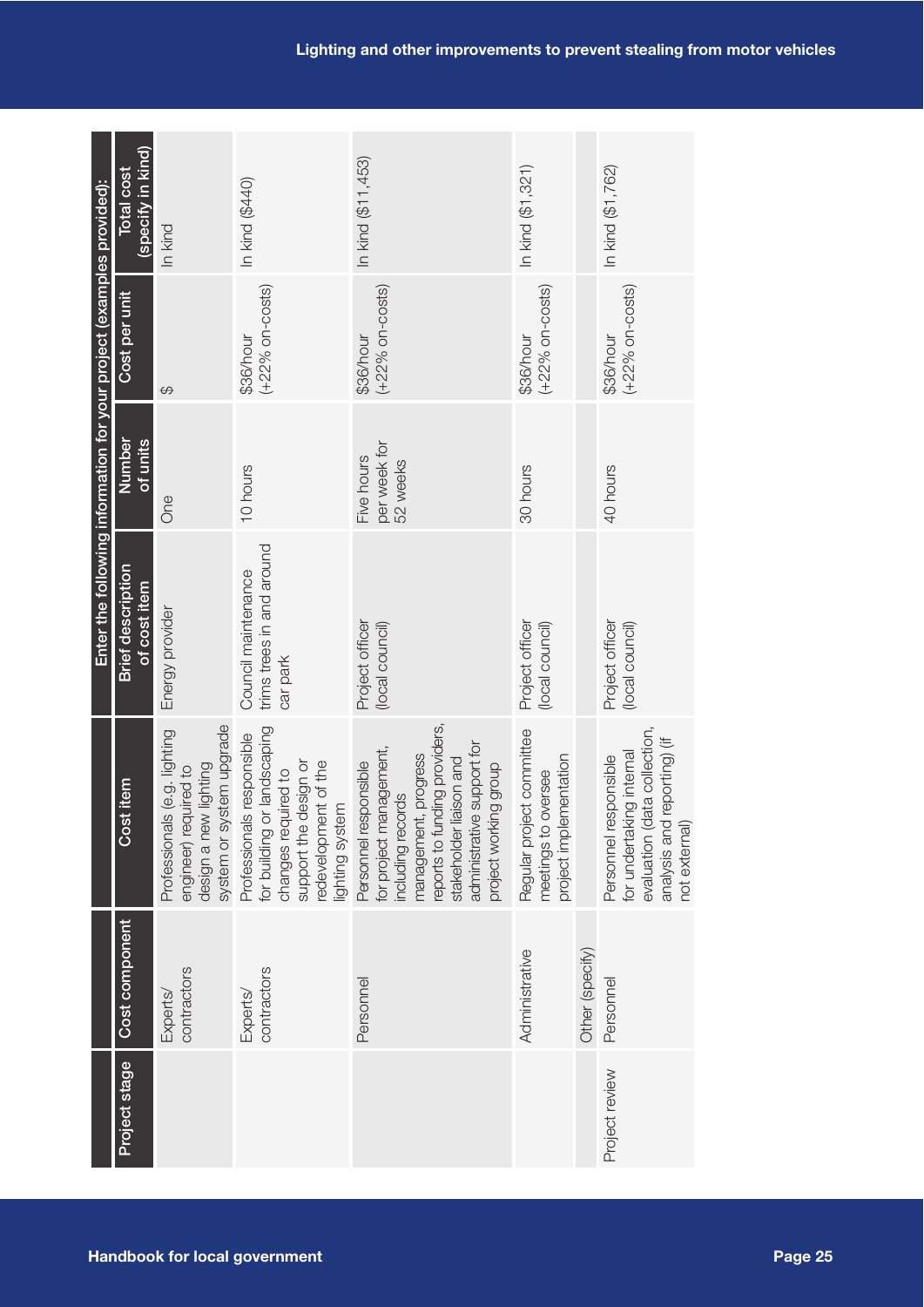| Project stage | Cost component | Cost item | Enter the following information for your project (examples provided): | | | |
|---|---|---|---|---|---|---|
| | | | Brief description of cost item | Number of units | Cost per unit | Total cost (specify in kind) |
| | Experts/ contractors | Professionals (e.g. lighting engineer) required to design a new lighting system or system upgrade | Energy provider | One | $ | In kind |
| | Experts/ contractors | Professionals responsible for building or landscaping changes required to support the design or redevelopment of the lighting system | Council maintenance trims trees in and around car park | 10 hours | $36/hour (+22% on-costs) | In kind ($440) |
| | Personnel | Personnel responsible for project management, including records management, progress reports to funding providers, stakeholder liaison and administrative support for project working group | Project officer (local council) | Five hours per week for 52 weeks | $36/hour (+22% on-costs) | In kind ($11,453) |
| | Administrative | Regular project committee meetings to oversee project implementation | Project officer (local council) | 30 hours | $36/hour (+22% on-costs) | In kind ($1,321) |
| | Other (specify) | | | | | |
| Project review | Personnel | Personnel responsible for undertaking internal evaluation (data collection, analysis and reporting) (if not external) | Project officer (local council) | 40 hours | $36/hour (+22% on-costs) | In kind ($1,762) |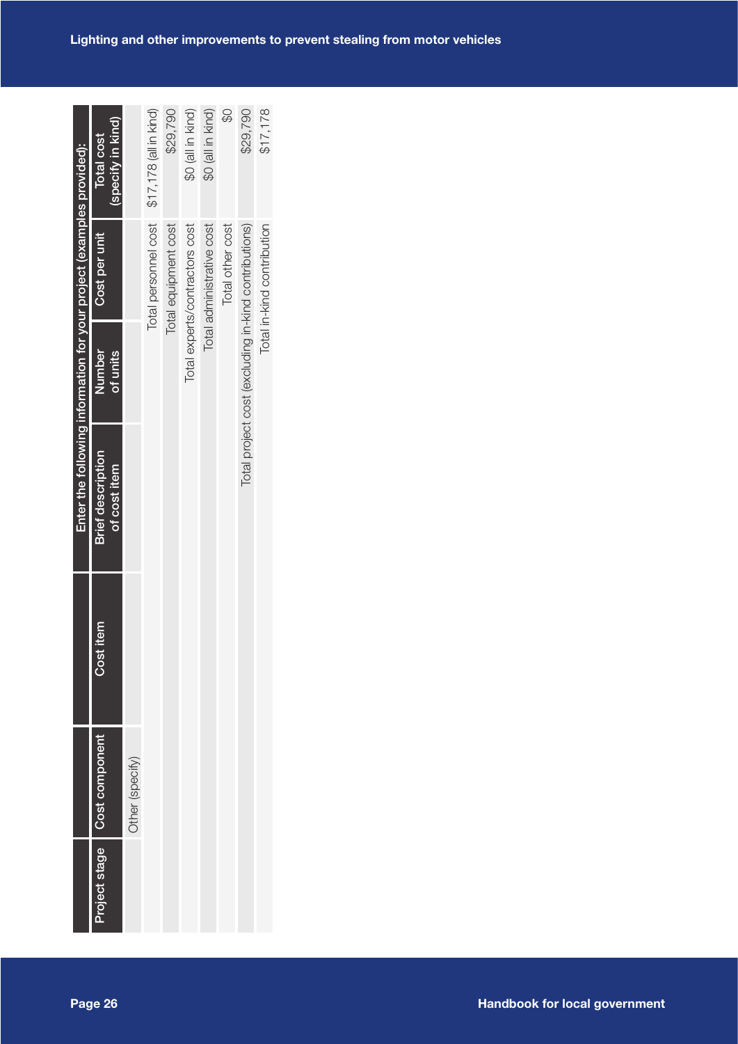| Project stage | Cost component | Cost item | Brief description of cost item | Number of units | Cost per unit | Total cost (specify in kind) |
|---|---|---|---|---|---|---|
| | | | Enter the following information for your project (examples provided): | | | |
| | Other (specify) | | | | | |
| | | | | | Total personnel cost | $17,178 (all in kind) |
| | | | | | Total equipment cost | $29,790 |
| | | | | | Total experts/contractors cost | $0 (all in kind) |
| | | | | | Total administrative cost | $0 (all in kind) |
| | | | | | Total other cost | $0 |
| | | | | | Total project cost (excluding in-kind contributions) | $29,790 |
| | | | | | Total in-kind contribution | $17,178 |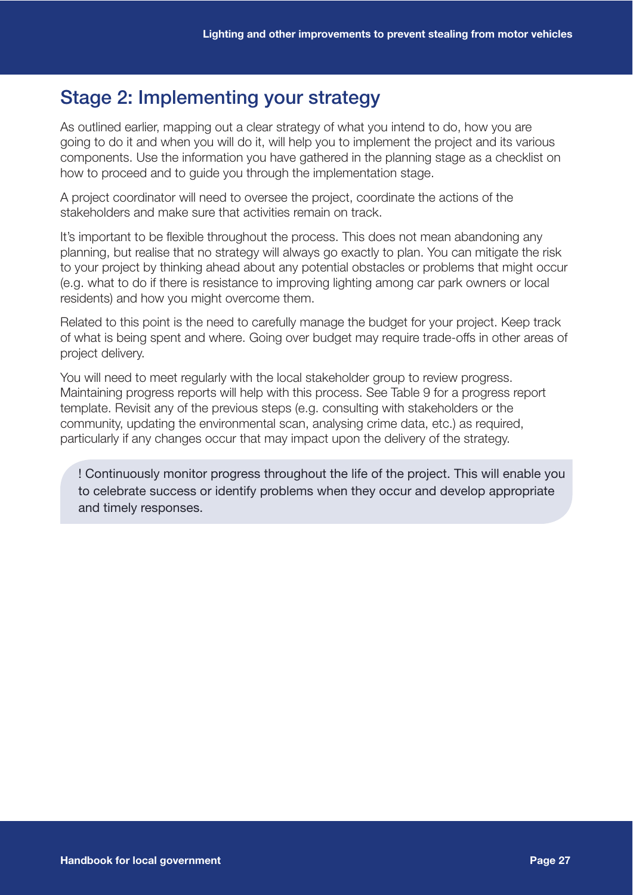## Stage 2: Implementing your strategy

As outlined earlier, mapping out a clear strategy of what you intend to do, how you are going to do it and when you will do it, will help you to implement the project and its various components. Use the information you have gathered in the planning stage as a checklist on how to proceed and to guide you through the implementation stage.

A project coordinator will need to oversee the project, coordinate the actions of the stakeholders and make sure that activities remain on track.

It's important to be flexible throughout the process. This does not mean abandoning any planning, but realise that no strategy will always go exactly to plan. You can mitigate the risk to your project by thinking ahead about any potential obstacles or problems that might occur (e.g. what to do if there is resistance to improving lighting among car park owners or local residents) and how you might overcome them.

Related to this point is the need to carefully manage the budget for your project. Keep track of what is being spent and where. Going over budget may require trade-offs in other areas of project delivery.

You will need to meet regularly with the local stakeholder group to review progress. Maintaining progress reports will help with this process. See Table 9 for a progress report template. Revisit any of the previous steps (e.g. consulting with stakeholders or the community, updating the environmental scan, analysing crime data, etc.) as required, particularly if any changes occur that may impact upon the delivery of the strategy.

> ! Continuously monitor progress throughout the life of the project. This will enable you to celebrate success or identify problems when they occur and develop appropriate and timely responses.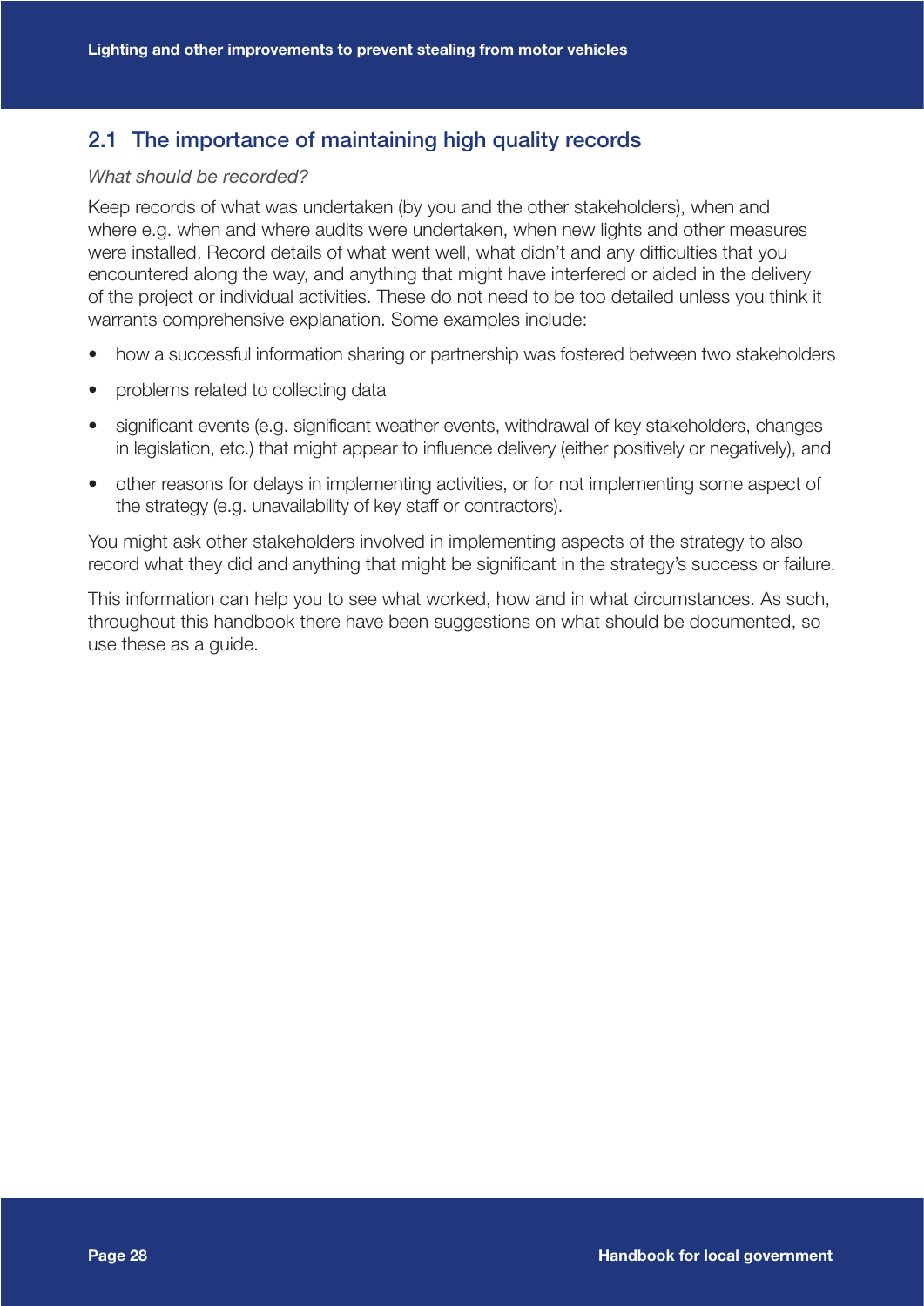## 2.1 The importance of maintaining high quality records

*What should be recorded?*

Keep records of what was undertaken (by you and the other stakeholders), when and where e.g. when and where audits were undertaken, when new lights and other measures were installed. Record details of what went well, what didn't and any difficulties that you encountered along the way, and anything that might have interfered or aided in the delivery of the project or individual activities. These do not need to be too detailed unless you think it warrants comprehensive explanation. Some examples include:

- how a successful information sharing or partnership was fostered between two stakeholders
- problems related to collecting data
- significant events (e.g. significant weather events, withdrawal of key stakeholders, changes in legislation, etc.) that might appear to influence delivery (either positively or negatively), and
- other reasons for delays in implementing activities, or for not implementing some aspect of the strategy (e.g. unavailability of key staff or contractors).

You might ask other stakeholders involved in implementing aspects of the strategy to also record what they did and anything that might be significant in the strategy's success or failure.

This information can help you to see what worked, how and in what circumstances. As such, throughout this handbook there have been suggestions on what should be documented, so use these as a guide.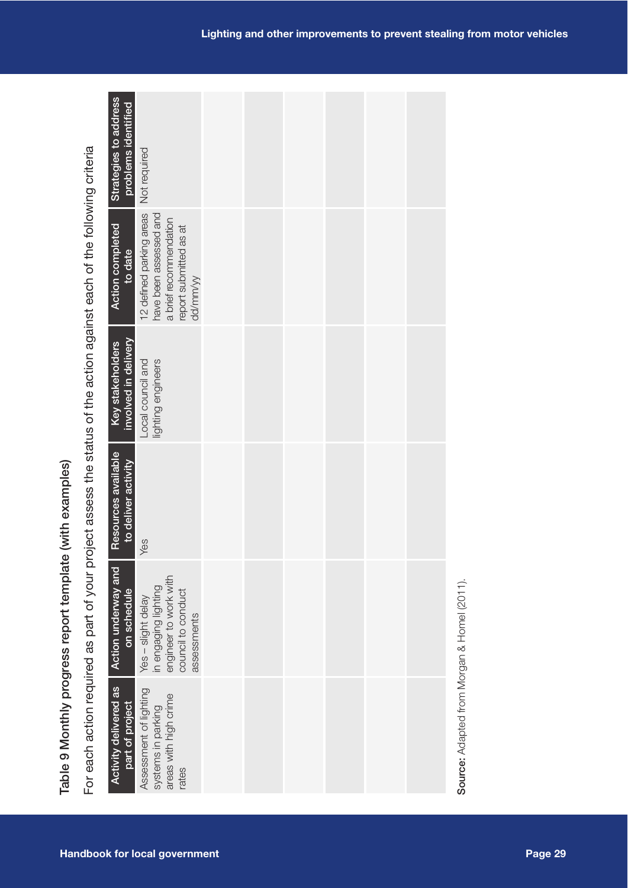Table 9 Monthly progress report template (with examples)

For each action required as part of your project assess the status of the action against each of the following criteria

| Activity delivered as part of project | Action underway and on schedule | Resources available to deliver activity | Key stakeholders involved in delivery | Action completed to date | Strategies to address problems identified |
|---|---|---|---|---|---|
| Assessment of lighting systems in parking areas with high crime rates | Yes – slight delay in engaging lighting engineer to work with council to conduct assessments | Yes | Local council and lighting engineers | 12 defined parking areas have been assessed and a brief recommendation report submitted as at dd/mm/yy | Not required |
| | | | | | |
| | | | | | |
| | | | | | |
| | | | | | |
| | | | | | |
| | | | | | |

**Source:** Adapted from Morgan & Homel (2011).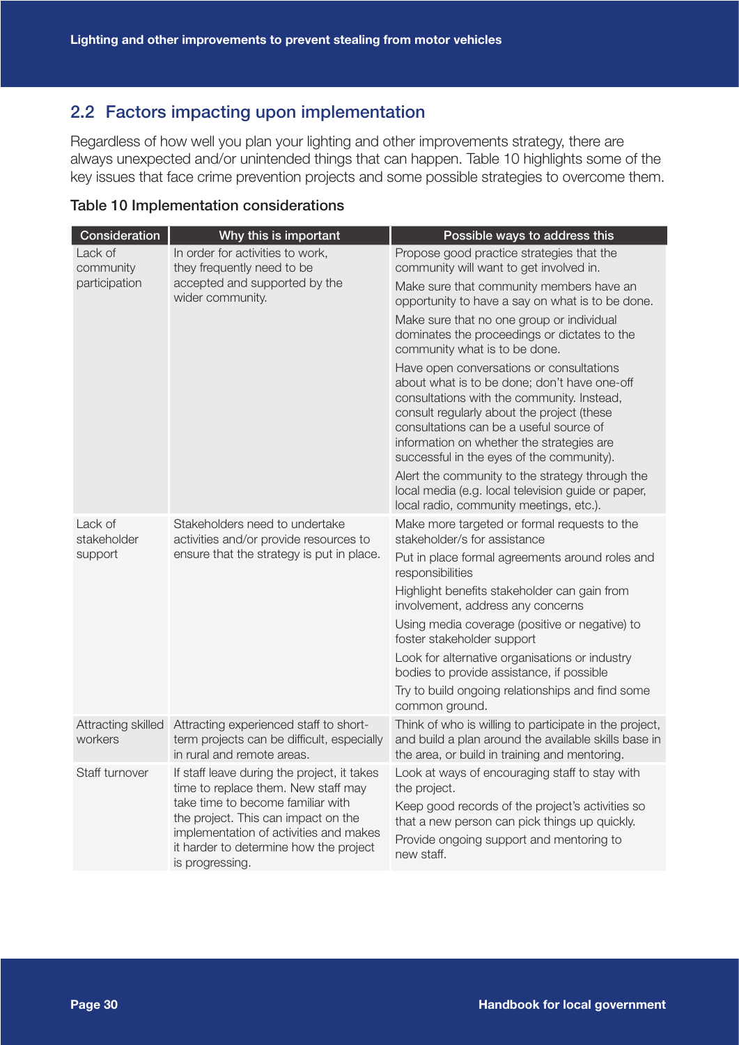## 2.2 Factors impacting upon implementation

Regardless of how well you plan your lighting and other improvements strategy, there are always unexpected and/or unintended things that can happen. Table 10 highlights some of the key issues that face crime prevention projects and some possible strategies to overcome them.

**Table 10 Implementation considerations**

| Consideration | Why this is important | Possible ways to address this |
|---|---|---|
| Lack of community participation | In order for activities to work, they frequently need to be accepted and supported by the wider community. | Propose good practice strategies that the community will want to get involved in.<br><br>Make sure that community members have an opportunity to have a say on what is to be done.<br><br>Make sure that no one group or individual dominates the proceedings or dictates to the community what is to be done.<br><br>Have open conversations or consultations about what is to be done; don't have one-off consultations with the community. Instead, consult regularly about the project (these consultations can be a useful source of information on whether the strategies are successful in the eyes of the community).<br><br>Alert the community to the strategy through the local media (e.g. local television guide or paper, local radio, community meetings, etc.). |
| Lack of stakeholder support | Stakeholders need to undertake activities and/or provide resources to ensure that the strategy is put in place. | Make more targeted or formal requests to the stakeholder/s for assistance<br><br>Put in place formal agreements around roles and responsibilities<br><br>Highlight benefits stakeholder can gain from involvement, address any concerns<br><br>Using media coverage (positive or negative) to foster stakeholder support<br><br>Look for alternative organisations or industry bodies to provide assistance, if possible<br><br>Try to build ongoing relationships and find some common ground. |
| Attracting skilled workers | Attracting experienced staff to short-term projects can be difficult, especially in rural and remote areas. | Think of who is willing to participate in the project, and build a plan around the available skills base in the area, or build in training and mentoring. |
| Staff turnover | If staff leave during the project, it takes time to replace them. New staff may take time to become familiar with the project. This can impact on the implementation of activities and makes it harder to determine how the project is progressing. | Look at ways of encouraging staff to stay with the project.<br><br>Keep good records of the project's activities so that a new person can pick things up quickly.<br><br>Provide ongoing support and mentoring to new staff. |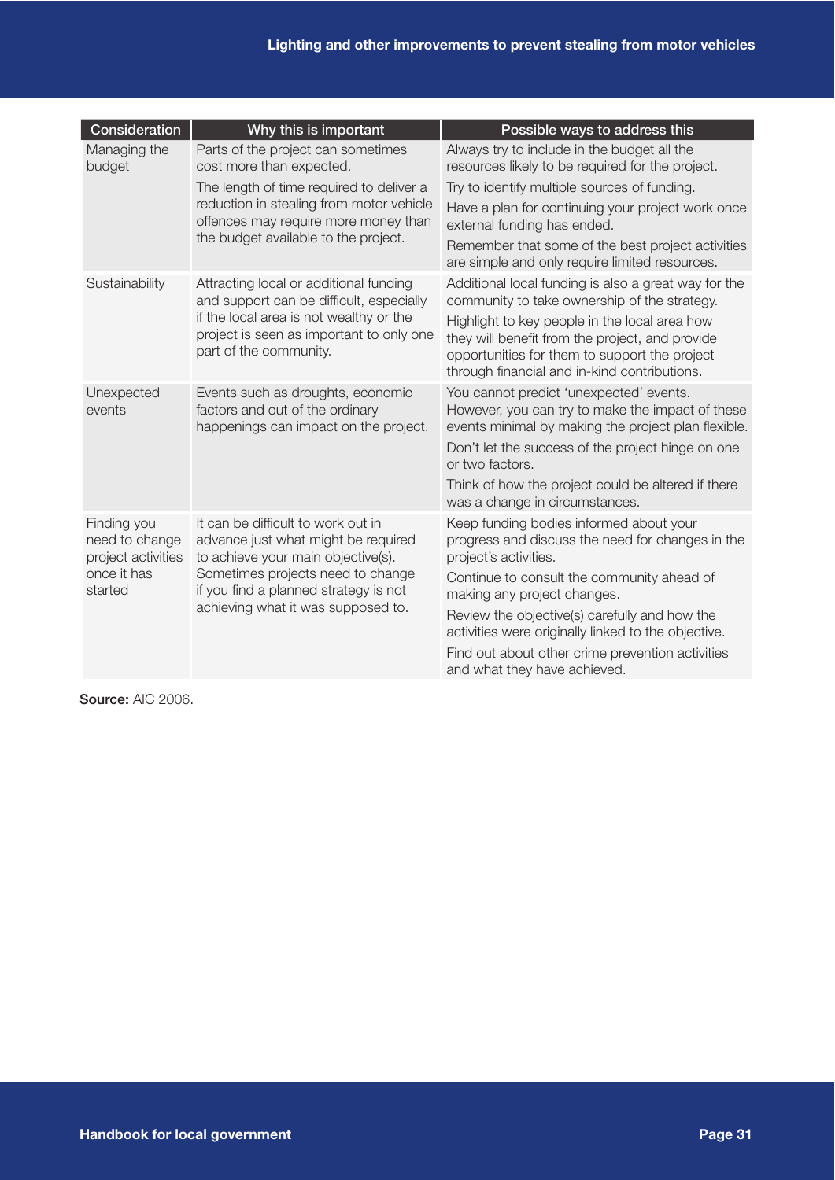| Consideration | Why this is important | Possible ways to address this |
|---|---|---|
| Managing the budget | Parts of the project can sometimes cost more than expected.<br>The length of time required to deliver a reduction in stealing from motor vehicle offences may require more money than the budget available to the project. | Always try to include in the budget all the resources likely to be required for the project.<br>Try to identify multiple sources of funding.<br>Have a plan for continuing your project work once external funding has ended.<br>Remember that some of the best project activities are simple and only require limited resources. |
| Sustainability | Attracting local or additional funding and support can be difficult, especially if the local area is not wealthy or the project is seen as important to only one part of the community. | Additional local funding is also a great way for the community to take ownership of the strategy.<br>Highlight to key people in the local area how they will benefit from the project, and provide opportunities for them to support the project through financial and in-kind contributions. |
| Unexpected events | Events such as droughts, economic factors and out of the ordinary happenings can impact on the project. | You cannot predict 'unexpected' events. However, you can try to make the impact of these events minimal by making the project plan flexible.<br>Don't let the success of the project hinge on one or two factors.<br>Think of how the project could be altered if there was a change in circumstances. |
| Finding you need to change project activities once it has started | It can be difficult to work out in advance just what might be required to achieve your main objective(s). Sometimes projects need to change if you find a planned strategy is not achieving what it was supposed to. | Keep funding bodies informed about your progress and discuss the need for changes in the project's activities.<br>Continue to consult the community ahead of making any project changes.<br>Review the objective(s) carefully and how the activities were originally linked to the objective.<br>Find out about other crime prevention activities and what they have achieved. |

**Source:** AIC 2006.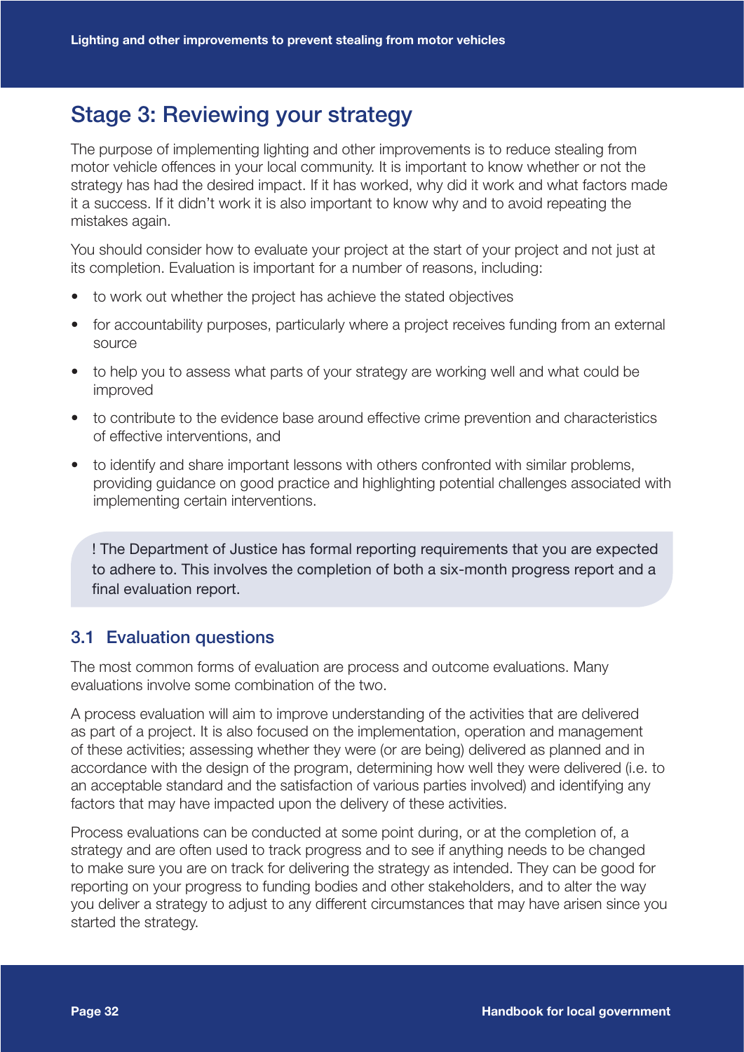## Stage 3: Reviewing your strategy

The purpose of implementing lighting and other improvements is to reduce stealing from motor vehicle offences in your local community. It is important to know whether or not the strategy has had the desired impact. If it has worked, why did it work and what factors made it a success. If it didn't work it is also important to know why and to avoid repeating the mistakes again.

You should consider how to evaluate your project at the start of your project and not just at its completion. Evaluation is important for a number of reasons, including:

- to work out whether the project has achieve the stated objectives
- for accountability purposes, particularly where a project receives funding from an external source
- to help you to assess what parts of your strategy are working well and what could be improved
- to contribute to the evidence base around effective crime prevention and characteristics of effective interventions, and
- to identify and share important lessons with others confronted with similar problems, providing guidance on good practice and highlighting potential challenges associated with implementing certain interventions.

> ! The Department of Justice has formal reporting requirements that you are expected to adhere to. This involves the completion of both a six-month progress report and a final evaluation report.

### 3.1 Evaluation questions

The most common forms of evaluation are process and outcome evaluations. Many evaluations involve some combination of the two.

A process evaluation will aim to improve understanding of the activities that are delivered as part of a project. It is also focused on the implementation, operation and management of these activities; assessing whether they were (or are being) delivered as planned and in accordance with the design of the program, determining how well they were delivered (i.e. to an acceptable standard and the satisfaction of various parties involved) and identifying any factors that may have impacted upon the delivery of these activities.

Process evaluations can be conducted at some point during, or at the completion of, a strategy and are often used to track progress and to see if anything needs to be changed to make sure you are on track for delivering the strategy as intended. They can be good for reporting on your progress to funding bodies and other stakeholders, and to alter the way you deliver a strategy to adjust to any different circumstances that may have arisen since you started the strategy.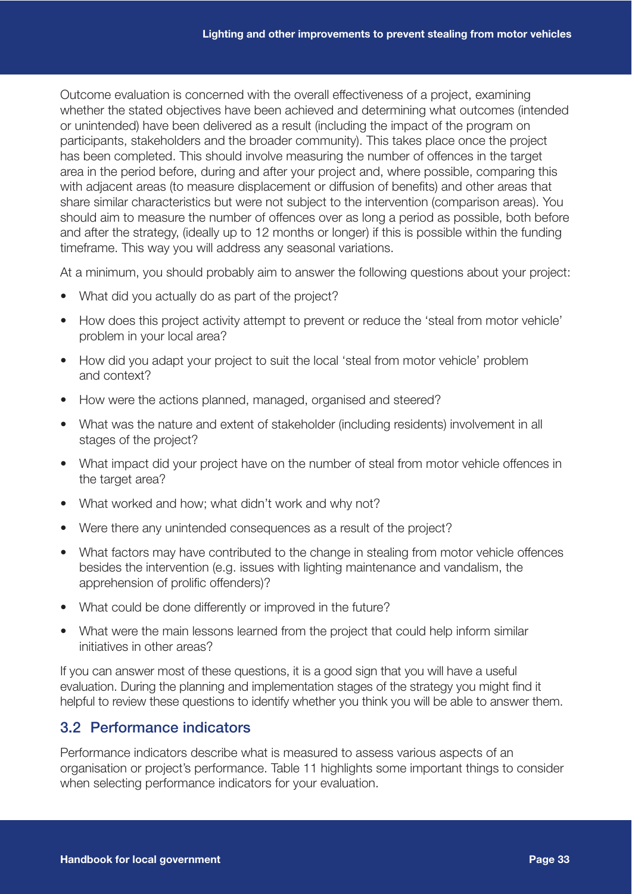Outcome evaluation is concerned with the overall effectiveness of a project, examining whether the stated objectives have been achieved and determining what outcomes (intended or unintended) have been delivered as a result (including the impact of the program on participants, stakeholders and the broader community). This takes place once the project has been completed. This should involve measuring the number of offences in the target area in the period before, during and after your project and, where possible, comparing this with adjacent areas (to measure displacement or diffusion of benefits) and other areas that share similar characteristics but were not subject to the intervention (comparison areas). You should aim to measure the number of offences over as long a period as possible, both before and after the strategy, (ideally up to 12 months or longer) if this is possible within the funding timeframe. This way you will address any seasonal variations.

At a minimum, you should probably aim to answer the following questions about your project:

- What did you actually do as part of the project?
- How does this project activity attempt to prevent or reduce the 'steal from motor vehicle' problem in your local area?
- How did you adapt your project to suit the local 'steal from motor vehicle' problem and context?
- How were the actions planned, managed, organised and steered?
- What was the nature and extent of stakeholder (including residents) involvement in all stages of the project?
- What impact did your project have on the number of steal from motor vehicle offences in the target area?
- What worked and how; what didn't work and why not?
- Were there any unintended consequences as a result of the project?
- What factors may have contributed to the change in stealing from motor vehicle offences besides the intervention (e.g. issues with lighting maintenance and vandalism, the apprehension of prolific offenders)?
- What could be done differently or improved in the future?
- What were the main lessons learned from the project that could help inform similar initiatives in other areas?

If you can answer most of these questions, it is a good sign that you will have a useful evaluation. During the planning and implementation stages of the strategy you might find it helpful to review these questions to identify whether you think you will be able to answer them.

## 3.2 Performance indicators

Performance indicators describe what is measured to assess various aspects of an organisation or project's performance. Table 11 highlights some important things to consider when selecting performance indicators for your evaluation.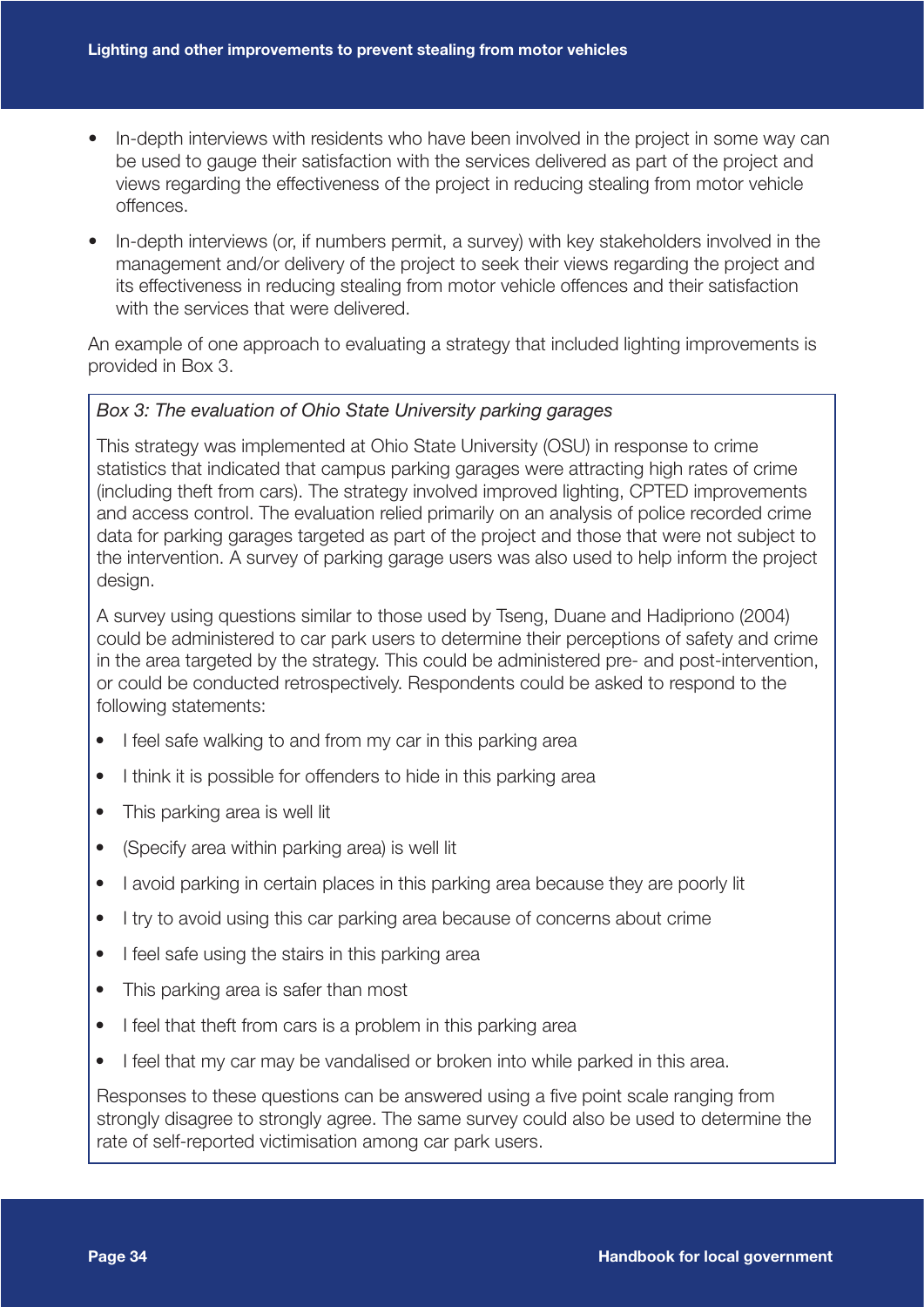- In-depth interviews with residents who have been involved in the project in some way can be used to gauge their satisfaction with the services delivered as part of the project and views regarding the effectiveness of the project in reducing stealing from motor vehicle offences.
- In-depth interviews (or, if numbers permit, a survey) with key stakeholders involved in the management and/or delivery of the project to seek their views regarding the project and its effectiveness in reducing stealing from motor vehicle offences and their satisfaction with the services that were delivered.

An example of one approach to evaluating a strategy that included lighting improvements is provided in Box 3.

*Box 3: The evaluation of Ohio State University parking garages*

This strategy was implemented at Ohio State University (OSU) in response to crime statistics that indicated that campus parking garages were attracting high rates of crime (including theft from cars). The strategy involved improved lighting, CPTED improvements and access control. The evaluation relied primarily on an analysis of police recorded crime data for parking garages targeted as part of the project and those that were not subject to the intervention. A survey of parking garage users was also used to help inform the project design.

A survey using questions similar to those used by Tseng, Duane and Hadipriono (2004) could be administered to car park users to determine their perceptions of safety and crime in the area targeted by the strategy. This could be administered pre- and post-intervention, or could be conducted retrospectively. Respondents could be asked to respond to the following statements:

- I feel safe walking to and from my car in this parking area
- I think it is possible for offenders to hide in this parking area
- This parking area is well lit
- (Specify area within parking area) is well lit
- I avoid parking in certain places in this parking area because they are poorly lit
- I try to avoid using this car parking area because of concerns about crime
- I feel safe using the stairs in this parking area
- This parking area is safer than most
- I feel that theft from cars is a problem in this parking area
- I feel that my car may be vandalised or broken into while parked in this area.

Responses to these questions can be answered using a five point scale ranging from strongly disagree to strongly agree. The same survey could also be used to determine the rate of self-reported victimisation among car park users.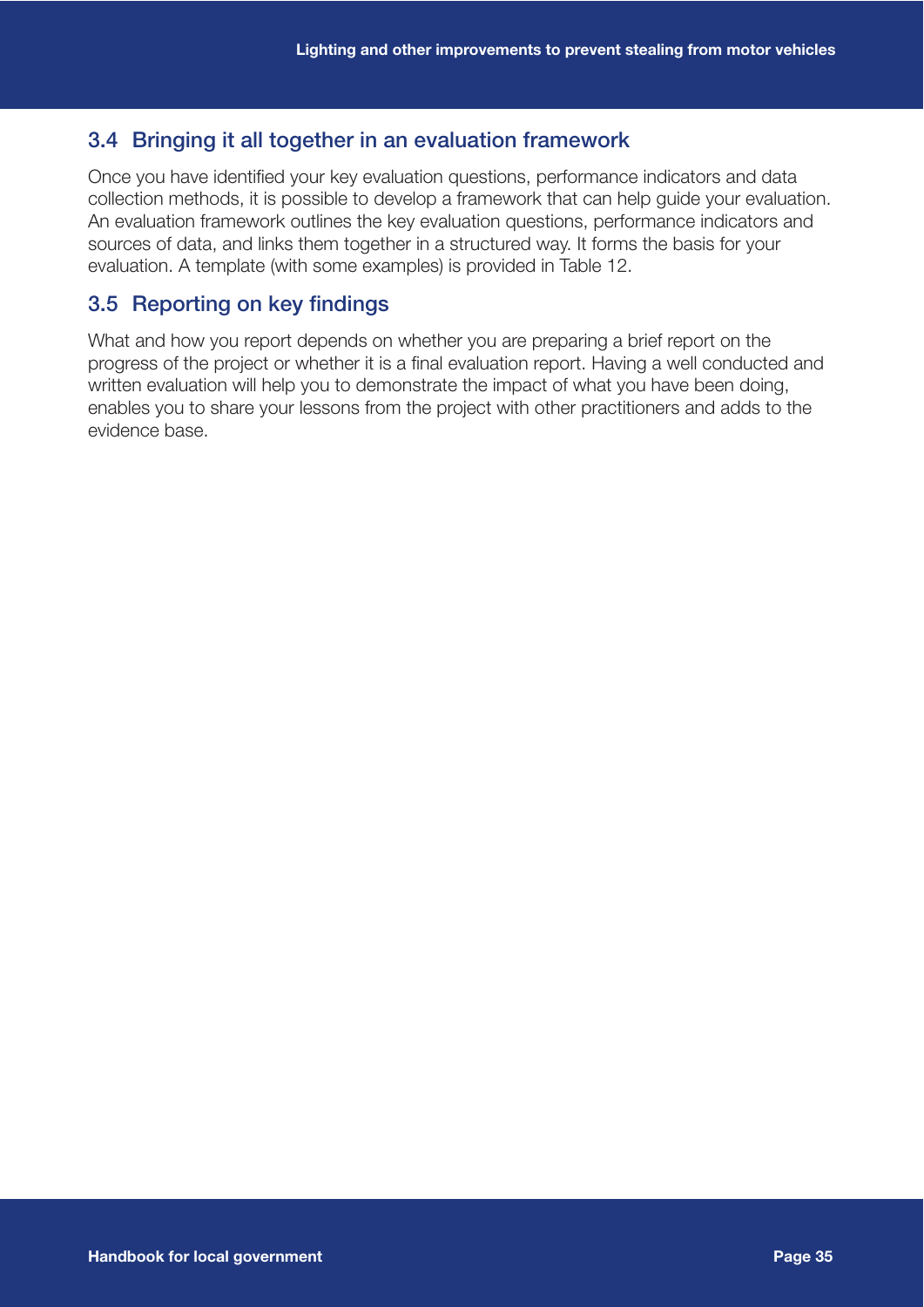## 3.4 Bringing it all together in an evaluation framework

Once you have identified your key evaluation questions, performance indicators and data collection methods, it is possible to develop a framework that can help guide your evaluation. An evaluation framework outlines the key evaluation questions, performance indicators and sources of data, and links them together in a structured way. It forms the basis for your evaluation. A template (with some examples) is provided in Table 12.

## 3.5 Reporting on key findings

What and how you report depends on whether you are preparing a brief report on the progress of the project or whether it is a final evaluation report. Having a well conducted and written evaluation will help you to demonstrate the impact of what you have been doing, enables you to share your lessons from the project with other practitioners and adds to the evidence base.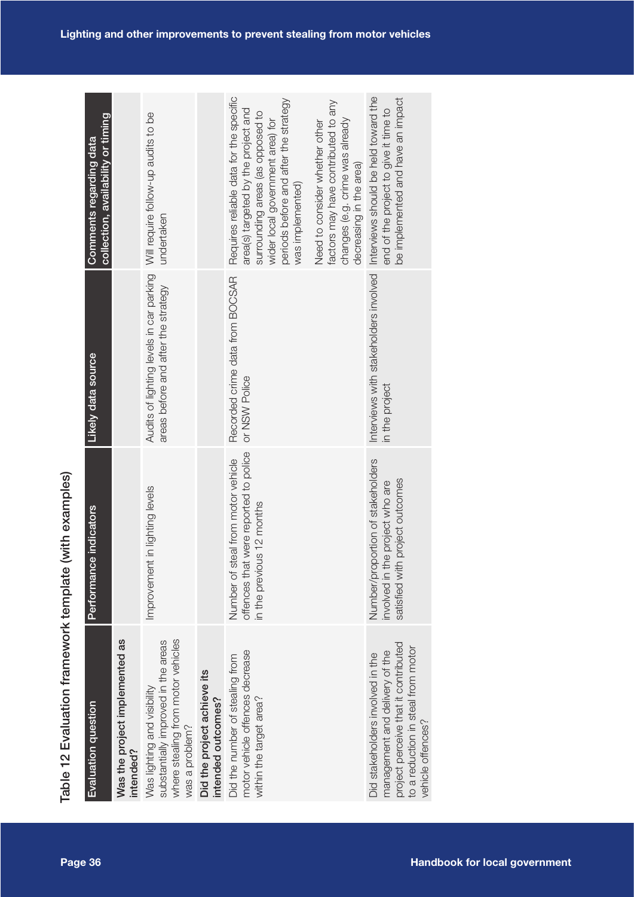Table 12 Evaluation framework template (with examples)

| Evaluation question | Performance indicators | Likely data source | Comments regarding data collection, availability or timing |
|---|---|---|---|
| **Was the project implemented as intended?** | | | |
| Was lighting and visibility substantially improved in the areas where stealing from motor vehicles was a problem? | Improvement in lighting levels | Audits of lighting levels in car parking areas before and after the strategy | Will require follow-up audits to be undertaken |
| **Did the project achieve its intended outcomes?** | | | |
| Did the number of stealing from motor vehicle offences decrease within the target area? | Number of steal from motor vehicle offences that were reported to police in the previous 12 months | Recorded crime data from BOCSAR or NSW Police | Requires reliable data for the specific area(s) targeted by the project and surrounding areas (as opposed to wider local government area) for periods before and after the strategy was implemented)<br><br>Need to consider whether other factors may have contributed to any changes (e.g. crime was already decreasing in the area) |
| Did stakeholders involved in the management and delivery of the project perceive that it contributed to a reduction in steal from motor vehicle offences? | Number/proportion of stakeholders involved in the project who are satisfied with project outcomes | Interviews with stakeholders involved in the project | Interviews should be held toward the end of the project to give it time to be implemented and have an impact |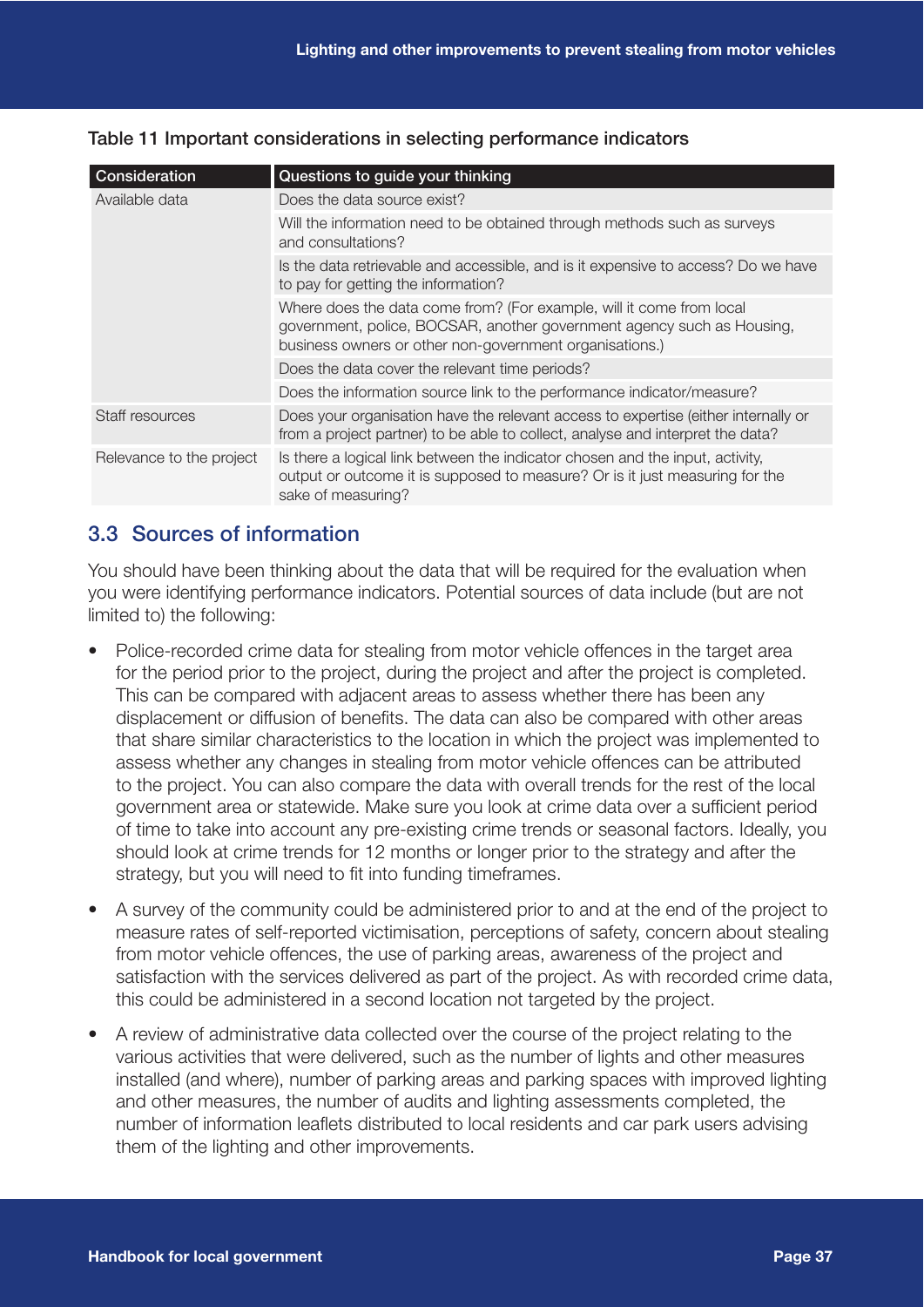Table 11 Important considerations in selecting performance indicators

| Consideration | Questions to guide your thinking |
| --- | --- |
| Available data | Does the data source exist? |
| | Will the information need to be obtained through methods such as surveys and consultations? |
| | Is the data retrievable and accessible, and is it expensive to access? Do we have to pay for getting the information? |
| | Where does the data come from? (For example, will it come from local government, police, BOCSAR, another government agency such as Housing, business owners or other non-government organisations.) |
| | Does the data cover the relevant time periods? |
| | Does the information source link to the performance indicator/measure? |
| Staff resources | Does your organisation have the relevant access to expertise (either internally or from a project partner) to be able to collect, analyse and interpret the data? |
| Relevance to the project | Is there a logical link between the indicator chosen and the input, activity, output or outcome it is supposed to measure? Or is it just measuring for the sake of measuring? |

## 3.3 Sources of information

You should have been thinking about the data that will be required for the evaluation when you were identifying performance indicators. Potential sources of data include (but are not limited to) the following:

- Police-recorded crime data for stealing from motor vehicle offences in the target area for the period prior to the project, during the project and after the project is completed. This can be compared with adjacent areas to assess whether there has been any displacement or diffusion of benefits. The data can also be compared with other areas that share similar characteristics to the location in which the project was implemented to assess whether any changes in stealing from motor vehicle offences can be attributed to the project. You can also compare the data with overall trends for the rest of the local government area or statewide. Make sure you look at crime data over a sufficient period of time to take into account any pre-existing crime trends or seasonal factors. Ideally, you should look at crime trends for 12 months or longer prior to the strategy and after the strategy, but you will need to fit into funding timeframes.
- A survey of the community could be administered prior to and at the end of the project to measure rates of self-reported victimisation, perceptions of safety, concern about stealing from motor vehicle offences, the use of parking areas, awareness of the project and satisfaction with the services delivered as part of the project. As with recorded crime data, this could be administered in a second location not targeted by the project.
- A review of administrative data collected over the course of the project relating to the various activities that were delivered, such as the number of lights and other measures installed (and where), number of parking areas and parking spaces with improved lighting and other measures, the number of audits and lighting assessments completed, the number of information leaflets distributed to local residents and car park users advising them of the lighting and other improvements.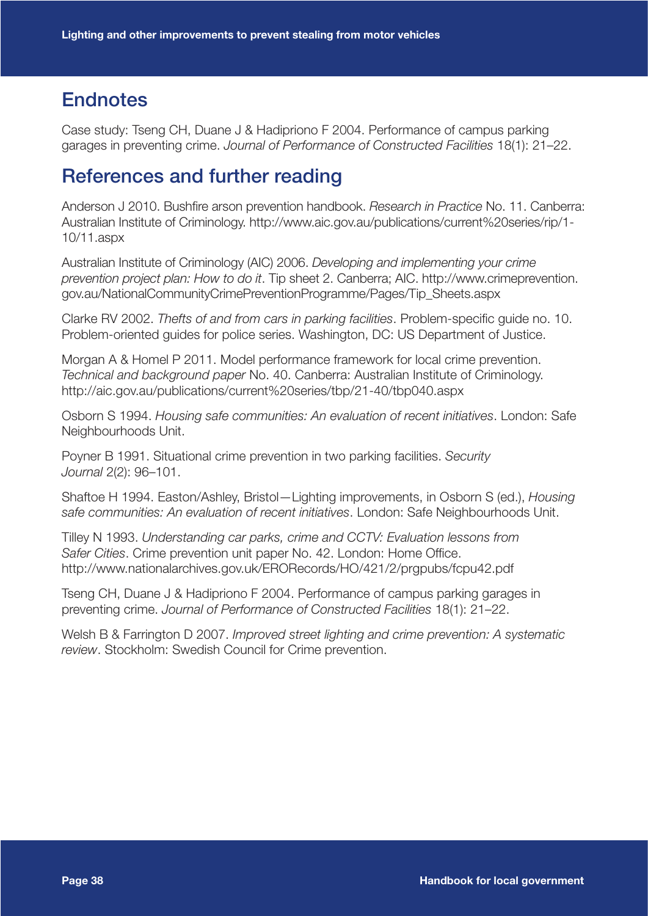## Endnotes

Case study: Tseng CH, Duane J & Hadipriono F 2004. Performance of campus parking garages in preventing crime. *Journal of Performance of Constructed Facilities* 18(1): 21–22.

## References and further reading

Anderson J 2010. Bushfire arson prevention handbook. *Research in Practice* No. 11. Canberra: Australian Institute of Criminology. http://www.aic.gov.au/publications/current%20series/rip/1-10/11.aspx

Australian Institute of Criminology (AIC) 2006. *Developing and implementing your crime prevention project plan: How to do it*. Tip sheet 2. Canberra; AIC. http://www.crimeprevention.gov.au/NationalCommunityCrimePreventionProgramme/Pages/Tip_Sheets.aspx

Clarke RV 2002. *Thefts of and from cars in parking facilities*. Problem-specific guide no. 10. Problem-oriented guides for police series. Washington, DC: US Department of Justice.

Morgan A & Homel P 2011. Model performance framework for local crime prevention. *Technical and background paper* No. 40. Canberra: Australian Institute of Criminology. http://aic.gov.au/publications/current%20series/tbp/21-40/tbp040.aspx

Osborn S 1994. *Housing safe communities: An evaluation of recent initiatives*. London: Safe Neighbourhoods Unit.

Poyner B 1991. Situational crime prevention in two parking facilities. *Security Journal* 2(2): 96–101.

Shaftoe H 1994. Easton/Ashley, Bristol—Lighting improvements, in Osborn S (ed.), *Housing safe communities: An evaluation of recent initiatives*. London: Safe Neighbourhoods Unit.

Tilley N 1993. *Understanding car parks, crime and CCTV: Evaluation lessons from Safer Cities*. Crime prevention unit paper No. 42. London: Home Office. http://www.nationalarchives.gov.uk/ERORecords/HO/421/2/prgpubs/fcpu42.pdf

Tseng CH, Duane J & Hadipriono F 2004. Performance of campus parking garages in preventing crime. *Journal of Performance of Constructed Facilities* 18(1): 21–22.

Welsh B & Farrington D 2007. *Improved street lighting and crime prevention: A systematic review*. Stockholm: Swedish Council for Crime prevention.